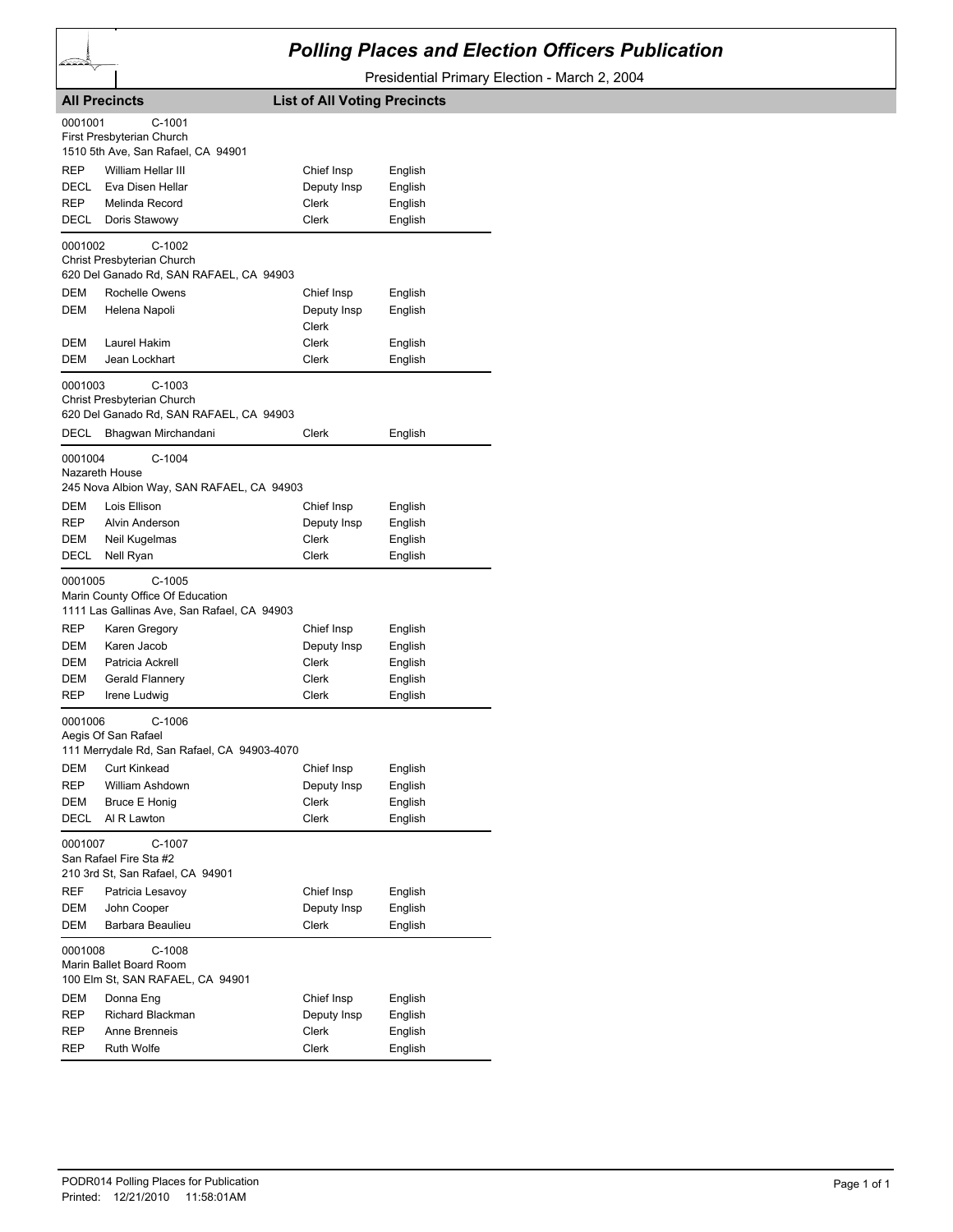# Polling Places and Election Officers Publication

Presidential Primary Election - March 2, 2004

**All Precincts** **List of All Voting Precincts**

0001001 C-1001
First Presbyterian Church
1510 5th Ave, San Rafael, CA 94901

| | | | |
|---|---|---|---|
| REP | William Hellar III | Chief Insp | English |
| DECL | Eva Disen Hellar | Deputy Insp | English |
| REP | Melinda Record | Clerk | English |
| DECL | Doris Stawowy | Clerk | English |

0001002 C-1002
Christ Presbyterian Church
620 Del Ganado Rd, SAN RAFAEL, CA 94903

| | | | |
|---|---|---|---|
| DEM | Rochelle Owens | Chief Insp | English |
| DEM | Helena Napoli | Deputy Insp<br>Clerk | English |
| DEM | Laurel Hakim | Clerk | English |
| DEM | Jean Lockhart | Clerk | English |

0001003 C-1003
Christ Presbyterian Church
620 Del Ganado Rd, SAN RAFAEL, CA 94903

| | | | |
|---|---|---|---|
| DECL | Bhagwan Mirchandani | Clerk | English |

0001004 C-1004
Nazareth House
245 Nova Albion Way, SAN RAFAEL, CA 94903

| | | | |
|---|---|---|---|
| DEM | Lois Ellison | Chief Insp | English |
| REP | Alvin Anderson | Deputy Insp | English |
| DEM | Neil Kugelmas | Clerk | English |
| DECL | Nell Ryan | Clerk | English |

0001005 C-1005
Marin County Office Of Education
1111 Las Gallinas Ave, San Rafael, CA 94903

| | | | |
|---|---|---|---|
| REP | Karen Gregory | Chief Insp | English |
| DEM | Karen Jacob | Deputy Insp | English |
| DEM | Patricia Ackrell | Clerk | English |
| DEM | Gerald Flannery | Clerk | English |
| REP | Irene Ludwig | Clerk | English |

0001006 C-1006
Aegis Of San Rafael
111 Merrydale Rd, San Rafael, CA 94903-4070

| | | | |
|---|---|---|---|
| DEM | Curt Kinkead | Chief Insp | English |
| REP | William Ashdown | Deputy Insp | English |
| DEM | Bruce E Honig | Clerk | English |
| DECL | Al R Lawton | Clerk | English |

0001007 C-1007
San Rafael Fire Sta #2
210 3rd St, San Rafael, CA 94901

| | | | |
|---|---|---|---|
| REF | Patricia Lesavoy | Chief Insp | English |
| DEM | John Cooper | Deputy Insp | English |
| DEM | Barbara Beaulieu | Clerk | English |

0001008 C-1008
Marin Ballet Board Room
100 Elm St, SAN RAFAEL, CA 94901

| | | | |
|---|---|---|---|
| DEM | Donna Eng | Chief Insp | English |
| REP | Richard Blackman | Deputy Insp | English |
| REP | Anne Brenneis | Clerk | English |
| REP | Ruth Wolfe | Clerk | English |

PODR014 Polling Places for Publication
Printed: 12/21/2010 11:58:01AM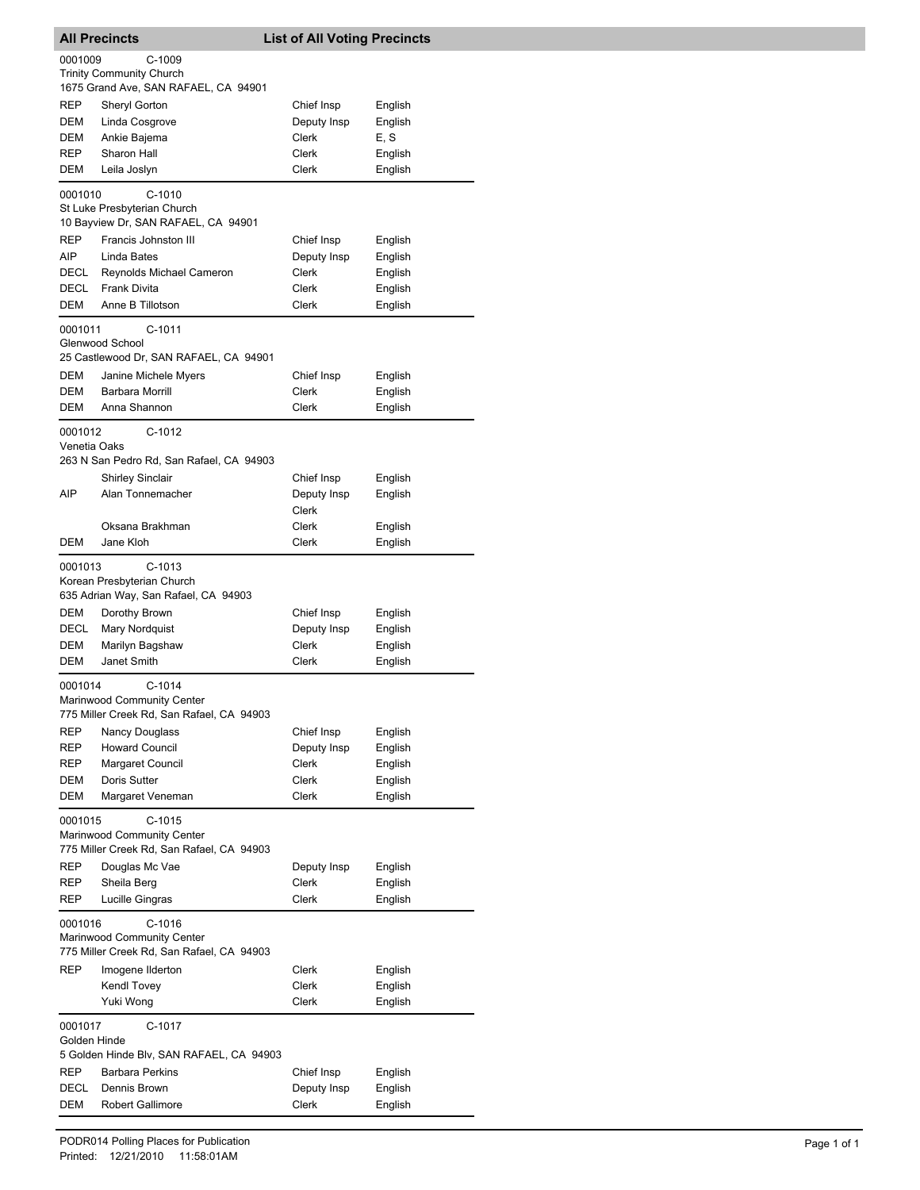## All Precincts — List of All Voting Precincts

**0001009 C-1009**
Trinity Community Church
1675 Grand Ave, SAN RAFAEL, CA 94901

| Party | Name | Position | Language |
|---|---|---|---|
| REP | Sheryl Gorton | Chief Insp | English |
| DEM | Linda Cosgrove | Deputy Insp | English |
| DEM | Ankie Bajema | Clerk | E, S |
| REP | Sharon Hall | Clerk | English |
| DEM | Leila Joslyn | Clerk | English |

**0001010 C-1010**
St Luke Presbyterian Church
10 Bayview Dr, SAN RAFAEL, CA 94901

| Party | Name | Position | Language |
|---|---|---|---|
| REP | Francis Johnston III | Chief Insp | English |
| AIP | Linda Bates | Deputy Insp | English |
| DECL | Reynolds Michael Cameron | Clerk | English |
| DECL | Frank Divita | Clerk | English |
| DEM | Anne B Tillotson | Clerk | English |

**0001011 C-1011**
Glenwood School
25 Castlewood Dr, SAN RAFAEL, CA 94901

| Party | Name | Position | Language |
|---|---|---|---|
| DEM | Janine Michele Myers | Chief Insp | English |
| DEM | Barbara Morrill | Clerk | English |
| DEM | Anna Shannon | Clerk | English |

**0001012 C-1012**
Venetia Oaks
263 N San Pedro Rd, San Rafael, CA 94903

| Party | Name | Position | Language |
|---|---|---|---|
| | Shirley Sinclair | Chief Insp | English |
| AIP | Alan Tonnemacher | Deputy Insp | English |
| | | Clerk | |
| | Oksana Brakhman | Clerk | English |
| DEM | Jane Kloh | Clerk | English |

**0001013 C-1013**
Korean Presbyterian Church
635 Adrian Way, San Rafael, CA 94903

| Party | Name | Position | Language |
|---|---|---|---|
| DEM | Dorothy Brown | Chief Insp | English |
| DECL | Mary Nordquist | Deputy Insp | English |
| DEM | Marilyn Bagshaw | Clerk | English |
| DEM | Janet Smith | Clerk | English |

**0001014 C-1014**
Marinwood Community Center
775 Miller Creek Rd, San Rafael, CA 94903

| Party | Name | Position | Language |
|---|---|---|---|
| REP | Nancy Douglass | Chief Insp | English |
| REP | Howard Council | Deputy Insp | English |
| REP | Margaret Council | Clerk | English |
| DEM | Doris Sutter | Clerk | English |
| DEM | Margaret Veneman | Clerk | English |

**0001015 C-1015**
Marinwood Community Center
775 Miller Creek Rd, San Rafael, CA 94903

| Party | Name | Position | Language |
|---|---|---|---|
| REP | Douglas Mc Vae | Deputy Insp | English |
| REP | Sheila Berg | Clerk | English |
| REP | Lucille Gingras | Clerk | English |

**0001016 C-1016**
Marinwood Community Center
775 Miller Creek Rd, San Rafael, CA 94903

| Party | Name | Position | Language |
|---|---|---|---|
| REP | Imogene Ilderton | Clerk | English |
| | Kendl Tovey | Clerk | English |
| | Yuki Wong | Clerk | English |

**0001017 C-1017**
Golden Hinde
5 Golden Hinde Blv, SAN RAFAEL, CA 94903

| Party | Name | Position | Language |
|---|---|---|---|
| REP | Barbara Perkins | Chief Insp | English |
| DECL | Dennis Brown | Deputy Insp | English |
| DEM | Robert Gallimore | Clerk | English |

PODR014 Polling Places for Publication
Printed: 12/21/2010 11:58:01AM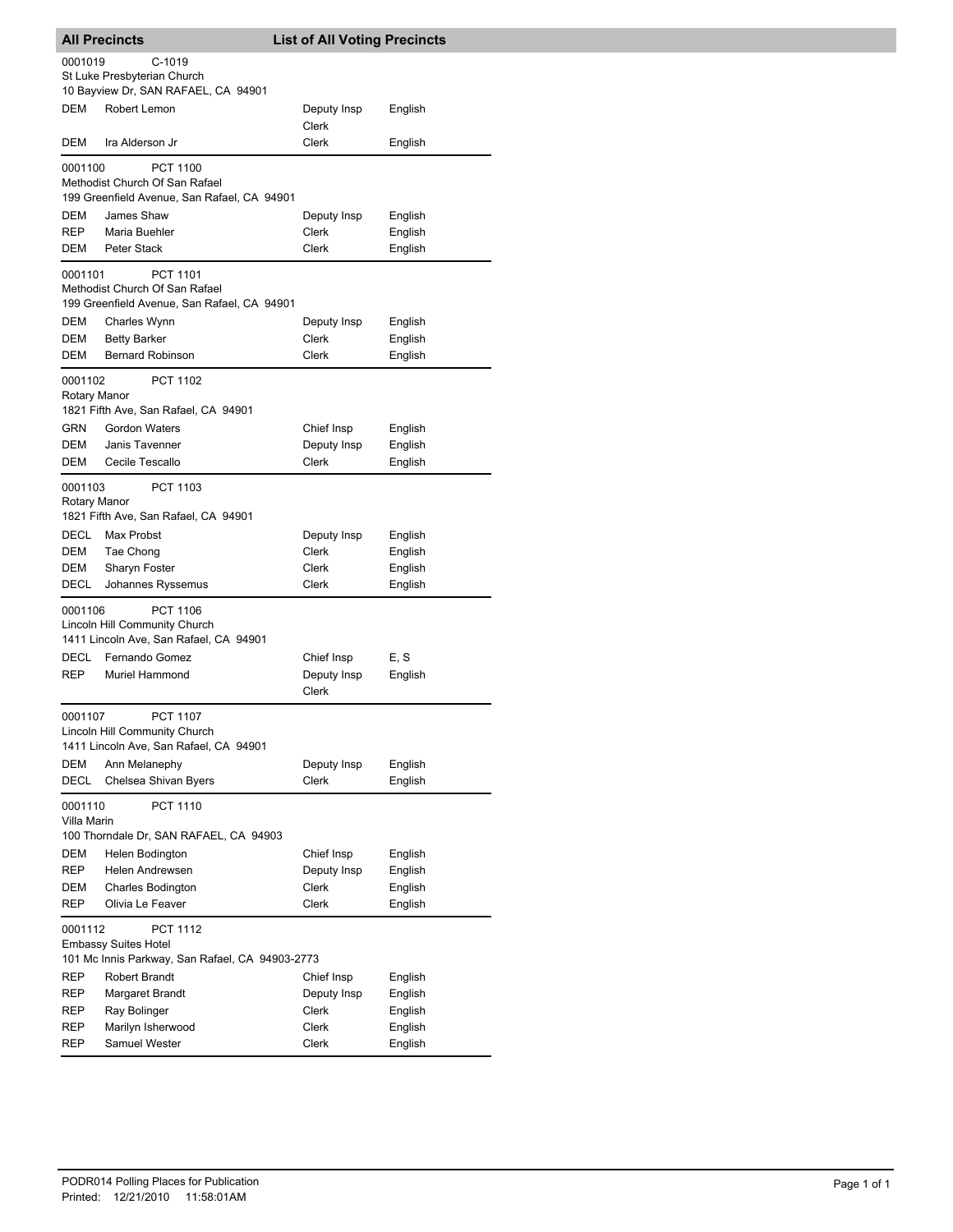## All Precincts — List of All Voting Precincts

**0001019** C-1019
St Luke Presbyterian Church
10 Bayview Dr, SAN RAFAEL, CA 94901

| | | | |
|---|---|---|---|
| DEM | Robert Lemon | Deputy Insp<br>Clerk | English |
| DEM | Ira Alderson Jr | Clerk | English |

**0001100** PCT 1100
Methodist Church Of San Rafael
199 Greenfield Avenue, San Rafael, CA 94901

| | | | |
|---|---|---|---|
| DEM | James Shaw | Deputy Insp | English |
| REP | Maria Buehler | Clerk | English |
| DEM | Peter Stack | Clerk | English |

**0001101** PCT 1101
Methodist Church Of San Rafael
199 Greenfield Avenue, San Rafael, CA 94901

| | | | |
|---|---|---|---|
| DEM | Charles Wynn | Deputy Insp | English |
| DEM | Betty Barker | Clerk | English |
| DEM | Bernard Robinson | Clerk | English |

**0001102** PCT 1102
Rotary Manor
1821 Fifth Ave, San Rafael, CA 94901

| | | | |
|---|---|---|---|
| GRN | Gordon Waters | Chief Insp | English |
| DEM | Janis Tavenner | Deputy Insp | English |
| DEM | Cecile Tescallo | Clerk | English |

**0001103** PCT 1103
Rotary Manor
1821 Fifth Ave, San Rafael, CA 94901

| | | | |
|---|---|---|---|
| DECL | Max Probst | Deputy Insp | English |
| DEM | Tae Chong | Clerk | English |
| DEM | Sharyn Foster | Clerk | English |
| DECL | Johannes Ryssemus | Clerk | English |

**0001106** PCT 1106
Lincoln Hill Community Church
1411 Lincoln Ave, San Rafael, CA 94901

| | | | |
|---|---|---|---|
| DECL | Fernando Gomez | Chief Insp | E, S |
| REP | Muriel Hammond | Deputy Insp<br>Clerk | English |

**0001107** PCT 1107
Lincoln Hill Community Church
1411 Lincoln Ave, San Rafael, CA 94901

| | | | |
|---|---|---|---|
| DEM | Ann Melanephy | Deputy Insp | English |
| DECL | Chelsea Shivan Byers | Clerk | English |

**0001110** PCT 1110
Villa Marin
100 Thorndale Dr, SAN RAFAEL, CA 94903

| | | | |
|---|---|---|---|
| DEM | Helen Bodington | Chief Insp | English |
| REP | Helen Andrewsen | Deputy Insp | English |
| DEM | Charles Bodington | Clerk | English |
| REP | Olivia Le Feaver | Clerk | English |

**0001112** PCT 1112
Embassy Suites Hotel
101 Mc Innis Parkway, San Rafael, CA 94903-2773

| | | | |
|---|---|---|---|
| REP | Robert Brandt | Chief Insp | English |
| REP | Margaret Brandt | Deputy Insp | English |
| REP | Ray Bolinger | Clerk | English |
| REP | Marilyn Isherwood | Clerk | English |
| REP | Samuel Wester | Clerk | English |

PODR014 Polling Places for Publication
Printed: 12/21/2010 11:58:01AM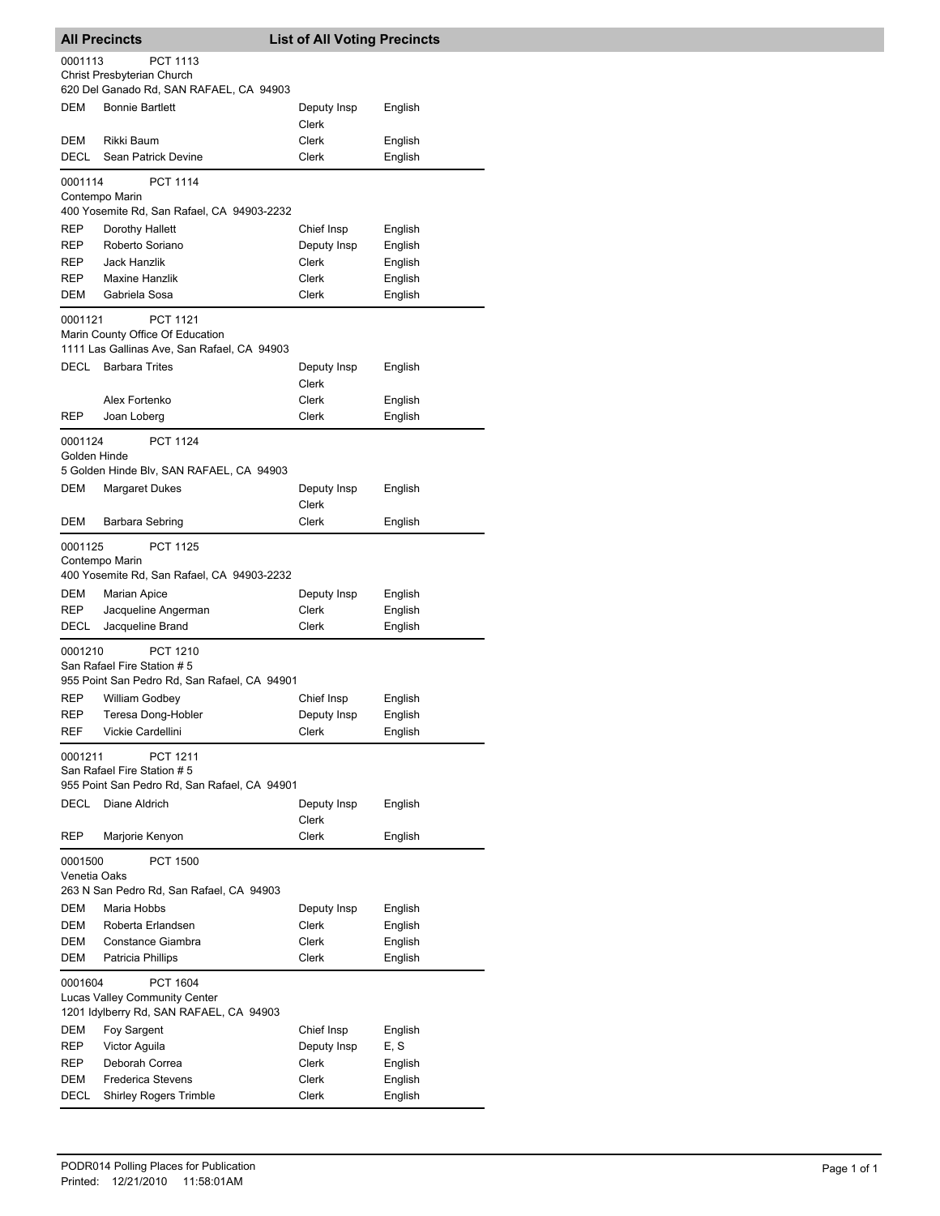## All Precincts — List of All Voting Precincts

**0001113 — PCT 1113**
Christ Presbyterian Church
620 Del Ganado Rd, SAN RAFAEL, CA 94903

| Party | Name | Position | Language |
|---|---|---|---|
| DEM | Bonnie Bartlett | Deputy Insp<br>Clerk | English |
| DEM | Rikki Baum | Clerk | English |
| DECL | Sean Patrick Devine | Clerk | English |

**0001114 — PCT 1114**
Contempo Marin
400 Yosemite Rd, San Rafael, CA 94903-2232

| Party | Name | Position | Language |
|---|---|---|---|
| REP | Dorothy Hallett | Chief Insp | English |
| REP | Roberto Soriano | Deputy Insp | English |
| REP | Jack Hanzlik | Clerk | English |
| REP | Maxine Hanzlik | Clerk | English |
| DEM | Gabriela Sosa | Clerk | English |

**0001121 — PCT 1121**
Marin County Office Of Education
1111 Las Gallinas Ave, San Rafael, CA 94903

| Party | Name | Position | Language |
|---|---|---|---|
| DECL | Barbara Trites | Deputy Insp<br>Clerk | English |
| | Alex Fortenko | Clerk | English |
| REP | Joan Loberg | Clerk | English |

**0001124 — PCT 1124**
Golden Hinde
5 Golden Hinde Blv, SAN RAFAEL, CA 94903

| Party | Name | Position | Language |
|---|---|---|---|
| DEM | Margaret Dukes | Deputy Insp<br>Clerk | English |
| DEM | Barbara Sebring | Clerk | English |

**0001125 — PCT 1125**
Contempo Marin
400 Yosemite Rd, San Rafael, CA 94903-2232

| Party | Name | Position | Language |
|---|---|---|---|
| DEM | Marian Apice | Deputy Insp | English |
| REP | Jacqueline Angerman | Clerk | English |
| DECL | Jacqueline Brand | Clerk | English |

**0001210 — PCT 1210**
San Rafael Fire Station # 5
955 Point San Pedro Rd, San Rafael, CA 94901

| Party | Name | Position | Language |
|---|---|---|---|
| REP | William Godbey | Chief Insp | English |
| REP | Teresa Dong-Hobler | Deputy Insp | English |
| REF | Vickie Cardellini | Clerk | English |

**0001211 — PCT 1211**
San Rafael Fire Station # 5
955 Point San Pedro Rd, San Rafael, CA 94901

| Party | Name | Position | Language |
|---|---|---|---|
| DECL | Diane Aldrich | Deputy Insp<br>Clerk | English |
| REP | Marjorie Kenyon | Clerk | English |

**0001500 — PCT 1500**
Venetia Oaks
263 N San Pedro Rd, San Rafael, CA 94903

| Party | Name | Position | Language |
|---|---|---|---|
| DEM | Maria Hobbs | Deputy Insp | English |
| DEM | Roberta Erlandsen | Clerk | English |
| DEM | Constance Giambra | Clerk | English |
| DEM | Patricia Phillips | Clerk | English |

**0001604 — PCT 1604**
Lucas Valley Community Center
1201 Idylberry Rd, SAN RAFAEL, CA 94903

| Party | Name | Position | Language |
|---|---|---|---|
| DEM | Foy Sargent | Chief Insp | English |
| REP | Victor Aguila | Deputy Insp | E, S |
| REP | Deborah Correa | Clerk | English |
| DEM | Frederica Stevens | Clerk | English |
| DECL | Shirley Rogers Trimble | Clerk | English |

PODR014 Polling Places for Publication
Printed: 12/21/2010 11:58:01AM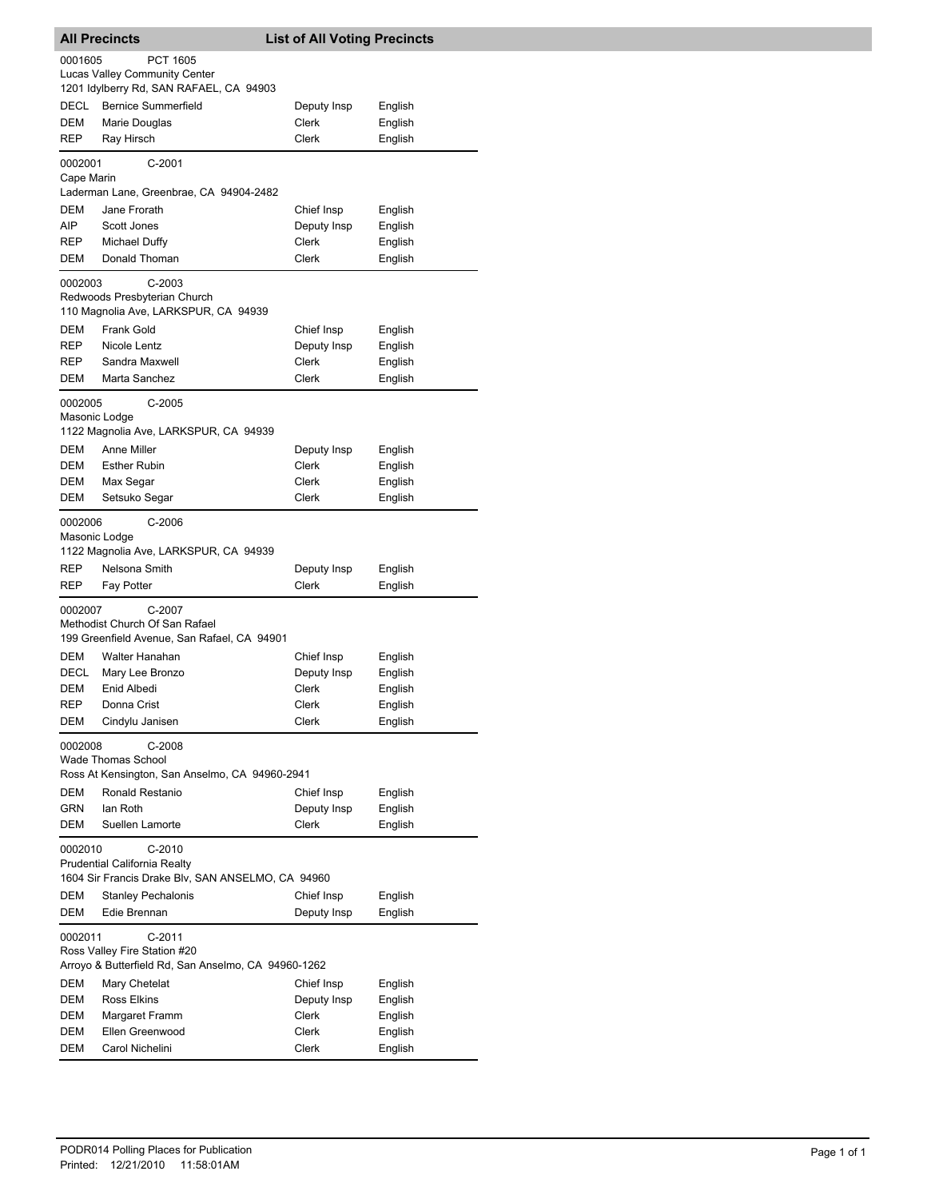## All Precincts — List of All Voting Precincts

**0001605** PCT 1605
Lucas Valley Community Center
1201 Idylberry Rd, SAN RAFAEL, CA 94903

| | | | |
|---|---|---|---|
| DECL | Bernice Summerfield | Deputy Insp | English |
| DEM | Marie Douglas | Clerk | English |
| REP | Ray Hirsch | Clerk | English |

**0002001** C-2001
Cape Marin
Laderman Lane, Greenbrae, CA 94904-2482

| | | | |
|---|---|---|---|
| DEM | Jane Frorath | Chief Insp | English |
| AIP | Scott Jones | Deputy Insp | English |
| REP | Michael Duffy | Clerk | English |
| DEM | Donald Thoman | Clerk | English |

**0002003** C-2003
Redwoods Presbyterian Church
110 Magnolia Ave, LARKSPUR, CA 94939

| | | | |
|---|---|---|---|
| DEM | Frank Gold | Chief Insp | English |
| REP | Nicole Lentz | Deputy Insp | English |
| REP | Sandra Maxwell | Clerk | English |
| DEM | Marta Sanchez | Clerk | English |

**0002005** C-2005
Masonic Lodge
1122 Magnolia Ave, LARKSPUR, CA 94939

| | | | |
|---|---|---|---|
| DEM | Anne Miller | Deputy Insp | English |
| DEM | Esther Rubin | Clerk | English |
| DEM | Max Segar | Clerk | English |
| DEM | Setsuko Segar | Clerk | English |

**0002006** C-2006
Masonic Lodge
1122 Magnolia Ave, LARKSPUR, CA 94939

| | | | |
|---|---|---|---|
| REP | Nelsona Smith | Deputy Insp | English |
| REP | Fay Potter | Clerk | English |

**0002007** C-2007
Methodist Church Of San Rafael
199 Greenfield Avenue, San Rafael, CA 94901

| | | | |
|---|---|---|---|
| DEM | Walter Hanahan | Chief Insp | English |
| DECL | Mary Lee Bronzo | Deputy Insp | English |
| DEM | Enid Albedi | Clerk | English |
| REP | Donna Crist | Clerk | English |
| DEM | Cindylu Janisen | Clerk | English |

**0002008** C-2008
Wade Thomas School
Ross At Kensington, San Anselmo, CA 94960-2941

| | | | |
|---|---|---|---|
| DEM | Ronald Restanio | Chief Insp | English |
| GRN | Ian Roth | Deputy Insp | English |
| DEM | Suellen Lamorte | Clerk | English |

**0002010** C-2010
Prudential California Realty
1604 Sir Francis Drake Blv, SAN ANSELMO, CA 94960

| | | | |
|---|---|---|---|
| DEM | Stanley Pechalonis | Chief Insp | English |
| DEM | Edie Brennan | Deputy Insp | English |

**0002011** C-2011
Ross Valley Fire Station #20
Arroyo & Butterfield Rd, San Anselmo, CA 94960-1262

| | | | |
|---|---|---|---|
| DEM | Mary Chetelat | Chief Insp | English |
| DEM | Ross Elkins | Deputy Insp | English |
| DEM | Margaret Framm | Clerk | English |
| DEM | Ellen Greenwood | Clerk | English |
| DEM | Carol Nichelini | Clerk | English |

PODR014 Polling Places for Publication
Printed: 12/21/2010 11:58:01AM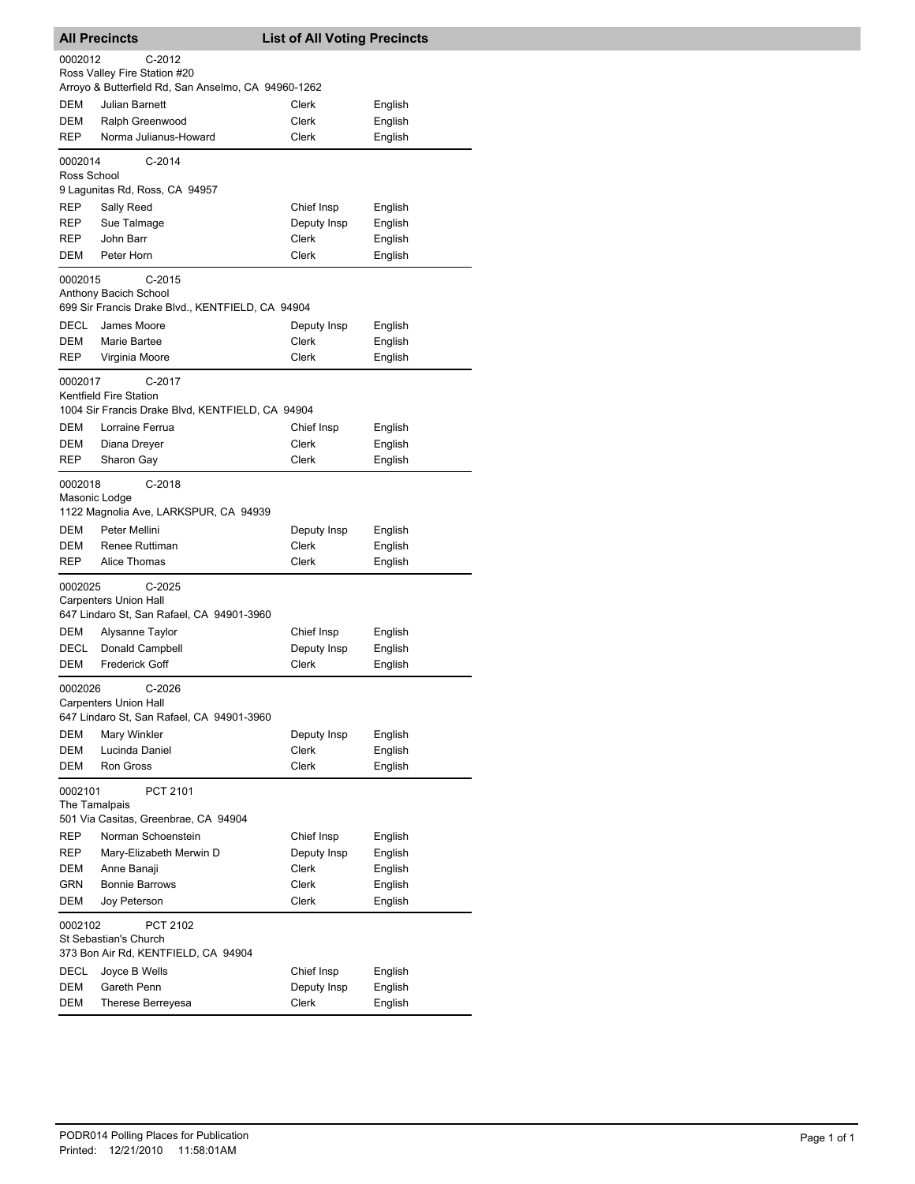## All Precincts — List of All Voting Precincts

**0002012** C-2012
Ross Valley Fire Station #20
Arroyo & Butterfield Rd, San Anselmo, CA 94960-1262

| | | | |
|---|---|---|---|
| DEM | Julian Barnett | Clerk | English |
| DEM | Ralph Greenwood | Clerk | English |
| REP | Norma Julianus-Howard | Clerk | English |

**0002014** C-2014
Ross School
9 Lagunitas Rd, Ross, CA 94957

| | | | |
|---|---|---|---|
| REP | Sally Reed | Chief Insp | English |
| REP | Sue Talmage | Deputy Insp | English |
| REP | John Barr | Clerk | English |
| DEM | Peter Horn | Clerk | English |

**0002015** C-2015
Anthony Bacich School
699 Sir Francis Drake Blvd., KENTFIELD, CA 94904

| | | | |
|---|---|---|---|
| DECL | James Moore | Deputy Insp | English |
| DEM | Marie Bartee | Clerk | English |
| REP | Virginia Moore | Clerk | English |

**0002017** C-2017
Kentfield Fire Station
1004 Sir Francis Drake Blvd, KENTFIELD, CA 94904

| | | | |
|---|---|---|---|
| DEM | Lorraine Ferrua | Chief Insp | English |
| DEM | Diana Dreyer | Clerk | English |
| REP | Sharon Gay | Clerk | English |

**0002018** C-2018
Masonic Lodge
1122 Magnolia Ave, LARKSPUR, CA 94939

| | | | |
|---|---|---|---|
| DEM | Peter Mellini | Deputy Insp | English |
| DEM | Renee Ruttiman | Clerk | English |
| REP | Alice Thomas | Clerk | English |

**0002025** C-2025
Carpenters Union Hall
647 Lindaro St, San Rafael, CA 94901-3960

| | | | |
|---|---|---|---|
| DEM | Alysanne Taylor | Chief Insp | English |
| DECL | Donald Campbell | Deputy Insp | English |
| DEM | Frederick Goff | Clerk | English |

**0002026** C-2026
Carpenters Union Hall
647 Lindaro St, San Rafael, CA 94901-3960

| | | | |
|---|---|---|---|
| DEM | Mary Winkler | Deputy Insp | English |
| DEM | Lucinda Daniel | Clerk | English |
| DEM | Ron Gross | Clerk | English |

**0002101** PCT 2101
The Tamalpais
501 Via Casitas, Greenbrae, CA 94904

| | | | |
|---|---|---|---|
| REP | Norman Schoenstein | Chief Insp | English |
| REP | Mary-Elizabeth Merwin D | Deputy Insp | English |
| DEM | Anne Banaji | Clerk | English |
| GRN | Bonnie Barrows | Clerk | English |
| DEM | Joy Peterson | Clerk | English |

**0002102** PCT 2102
St Sebastian's Church
373 Bon Air Rd, KENTFIELD, CA 94904

| | | | |
|---|---|---|---|
| DECL | Joyce B Wells | Chief Insp | English |
| DEM | Gareth Penn | Deputy Insp | English |
| DEM | Therese Berreyesa | Clerk | English |

PODR014 Polling Places for Publication
Printed: 12/21/2010 11:58:01AM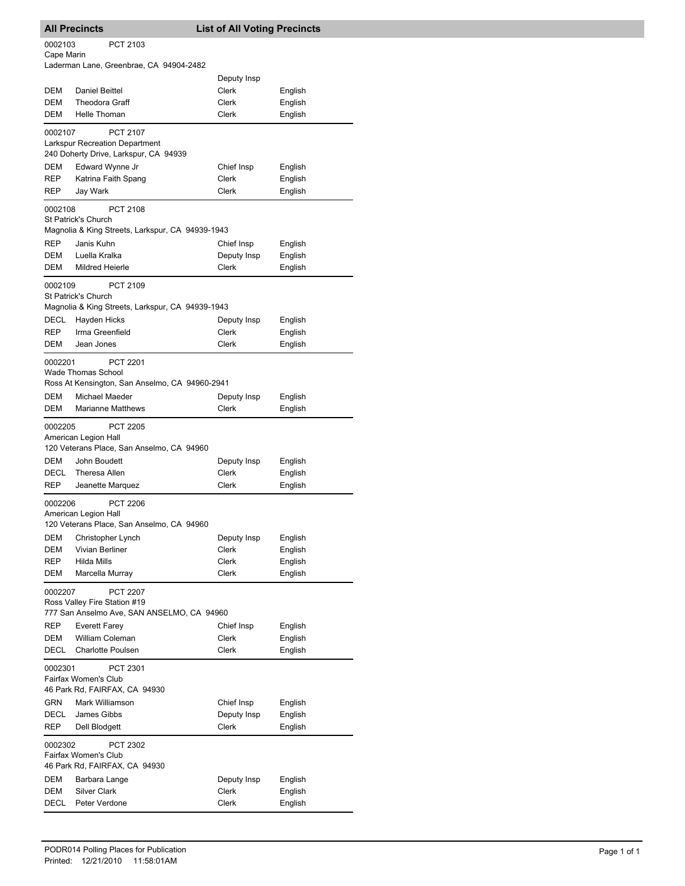## All Precincts — List of All Voting Precincts

**0002103** PCT 2103
Cape Marin
Laderman Lane, Greenbrae, CA 94904-2482

| | | | |
|---|---|---|---|
| | | Deputy Insp | |
| DEM | Daniel Beittel | Clerk | English |
| DEM | Theodora Graff | Clerk | English |
| DEM | Helle Thoman | Clerk | English |

**0002107** PCT 2107
Larkspur Recreation Department
240 Doherty Drive, Larkspur, CA 94939

| | | | |
|---|---|---|---|
| DEM | Edward Wynne Jr | Chief Insp | English |
| REP | Katrina Faith Spang | Clerk | English |
| REP | Jay Wark | Clerk | English |

**0002108** PCT 2108
St Patrick's Church
Magnolia & King Streets, Larkspur, CA 94939-1943

| | | | |
|---|---|---|---|
| REP | Janis Kuhn | Chief Insp | English |
| DEM | Luella Kralka | Deputy Insp | English |
| DEM | Mildred Heierle | Clerk | English |

**0002109** PCT 2109
St Patrick's Church
Magnolia & King Streets, Larkspur, CA 94939-1943

| | | | |
|---|---|---|---|
| DECL | Hayden Hicks | Deputy Insp | English |
| REP | Irma Greenfield | Clerk | English |
| DEM | Jean Jones | Clerk | English |

**0002201** PCT 2201
Wade Thomas School
Ross At Kensington, San Anselmo, CA 94960-2941

| | | | |
|---|---|---|---|
| DEM | Michael Maeder | Deputy Insp | English |
| DEM | Marianne Matthews | Clerk | English |

**0002205** PCT 2205
American Legion Hall
120 Veterans Place, San Anselmo, CA 94960

| | | | |
|---|---|---|---|
| DEM | John Boudett | Deputy Insp | English |
| DECL | Theresa Allen | Clerk | English |
| REP | Jeanette Marquez | Clerk | English |

**0002206** PCT 2206
American Legion Hall
120 Veterans Place, San Anselmo, CA 94960

| | | | |
|---|---|---|---|
| DEM | Christopher Lynch | Deputy Insp | English |
| DEM | Vivian Berliner | Clerk | English |
| REP | Hilda Mills | Clerk | English |
| DEM | Marcella Murray | Clerk | English |

**0002207** PCT 2207
Ross Valley Fire Station #19
777 San Anselmo Ave, SAN ANSELMO, CA 94960

| | | | |
|---|---|---|---|
| REP | Everett Farey | Chief Insp | English |
| DEM | William Coleman | Clerk | English |
| DECL | Charlotte Poulsen | Clerk | English |

**0002301** PCT 2301
Fairfax Women's Club
46 Park Rd, FAIRFAX, CA 94930

| | | | |
|---|---|---|---|
| GRN | Mark Williamson | Chief Insp | English |
| DECL | James Gibbs | Deputy Insp | English |
| REP | Dell Blodgett | Clerk | English |

**0002302** PCT 2302
Fairfax Women's Club
46 Park Rd, FAIRFAX, CA 94930

| | | | |
|---|---|---|---|
| DEM | Barbara Lange | Deputy Insp | English |
| DEM | Silver Clark | Clerk | English |
| DECL | Peter Verdone | Clerk | English |

PODR014 Polling Places for Publication
Printed: 12/21/2010 11:58:01AM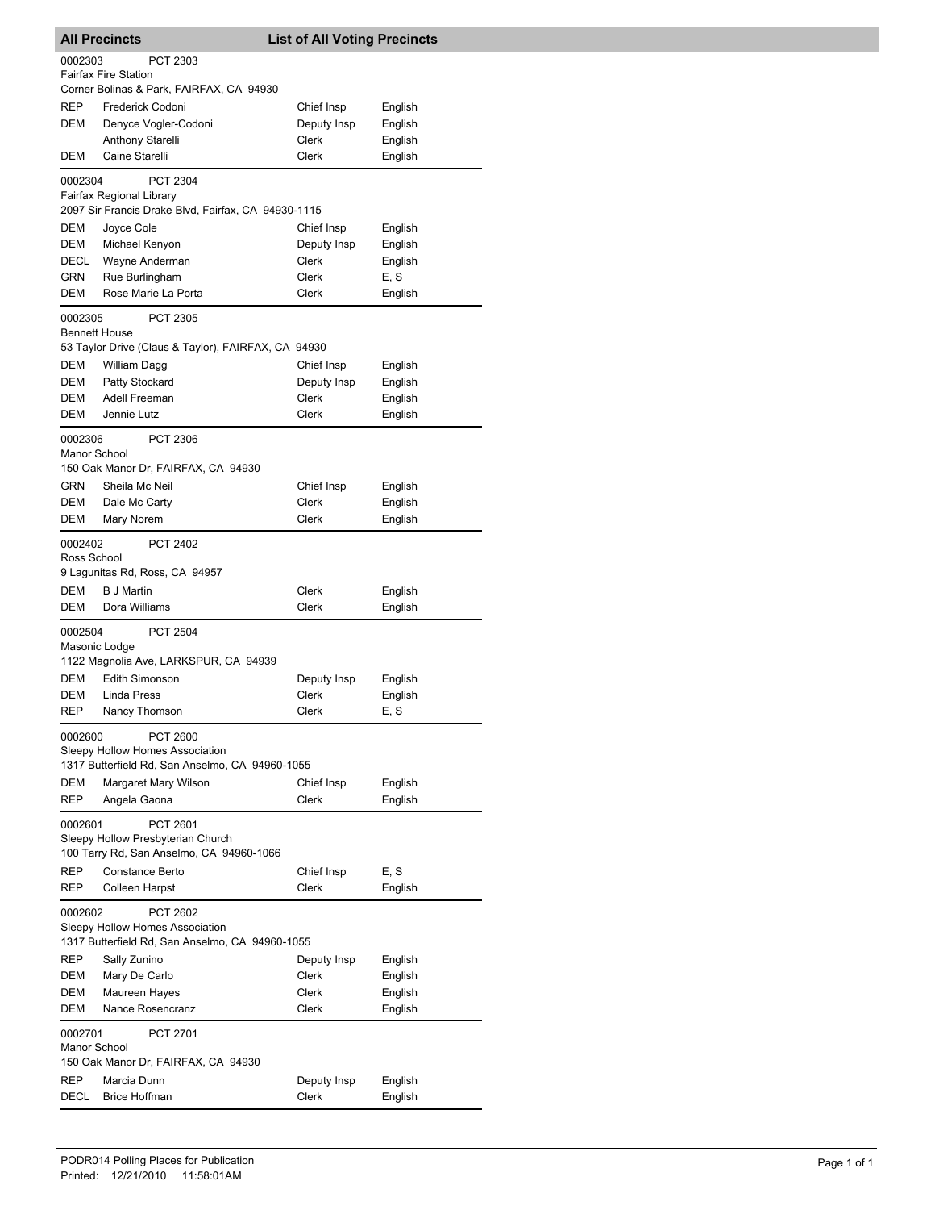## All Precincts — List of All Voting Precincts

**0002303** PCT 2303
Fairfax Fire Station
Corner Bolinas & Park, FAIRFAX, CA 94930

| | | | |
|---|---|---|---|
| REP | Frederick Codoni | Chief Insp | English |
| DEM | Denyce Vogler-Codoni | Deputy Insp | English |
| | Anthony Starelli | Clerk | English |
| DEM | Caine Starelli | Clerk | English |

**0002304** PCT 2304
Fairfax Regional Library
2097 Sir Francis Drake Blvd, Fairfax, CA 94930-1115

| | | | |
|---|---|---|---|
| DEM | Joyce Cole | Chief Insp | English |
| DEM | Michael Kenyon | Deputy Insp | English |
| DECL | Wayne Anderman | Clerk | English |
| GRN | Rue Burlingham | Clerk | E, S |
| DEM | Rose Marie La Porta | Clerk | English |

**0002305** PCT 2305
Bennett House
53 Taylor Drive (Claus & Taylor), FAIRFAX, CA 94930

| | | | |
|---|---|---|---|
| DEM | William Dagg | Chief Insp | English |
| DEM | Patty Stockard | Deputy Insp | English |
| DEM | Adell Freeman | Clerk | English |
| DEM | Jennie Lutz | Clerk | English |

**0002306** PCT 2306
Manor School
150 Oak Manor Dr, FAIRFAX, CA 94930

| | | | |
|---|---|---|---|
| GRN | Sheila Mc Neil | Chief Insp | English |
| DEM | Dale Mc Carty | Clerk | English |
| DEM | Mary Norem | Clerk | English |

**0002402** PCT 2402
Ross School
9 Lagunitas Rd, Ross, CA 94957

| | | | |
|---|---|---|---|
| DEM | B J Martin | Clerk | English |
| DEM | Dora Williams | Clerk | English |

**0002504** PCT 2504
Masonic Lodge
1122 Magnolia Ave, LARKSPUR, CA 94939

| | | | |
|---|---|---|---|
| DEM | Edith Simonson | Deputy Insp | English |
| DEM | Linda Press | Clerk | English |
| REP | Nancy Thomson | Clerk | E, S |

**0002600** PCT 2600
Sleepy Hollow Homes Association
1317 Butterfield Rd, San Anselmo, CA 94960-1055

| | | | |
|---|---|---|---|
| DEM | Margaret Mary Wilson | Chief Insp | English |
| REP | Angela Gaona | Clerk | English |

**0002601** PCT 2601
Sleepy Hollow Presbyterian Church
100 Tarry Rd, San Anselmo, CA 94960-1066

| | | | |
|---|---|---|---|
| REP | Constance Berto | Chief Insp | E, S |
| REP | Colleen Harpst | Clerk | English |

**0002602** PCT 2602
Sleepy Hollow Homes Association
1317 Butterfield Rd, San Anselmo, CA 94960-1055

| | | | |
|---|---|---|---|
| REP | Sally Zunino | Deputy Insp | English |
| DEM | Mary De Carlo | Clerk | English |
| DEM | Maureen Hayes | Clerk | English |
| DEM | Nance Rosencranz | Clerk | English |

**0002701** PCT 2701
Manor School
150 Oak Manor Dr, FAIRFAX, CA 94930

| | | | |
|---|---|---|---|
| REP | Marcia Dunn | Deputy Insp | English |
| DECL | Brice Hoffman | Clerk | English |

PODR014 Polling Places for Publication
Printed: 12/21/2010 11:58:01AM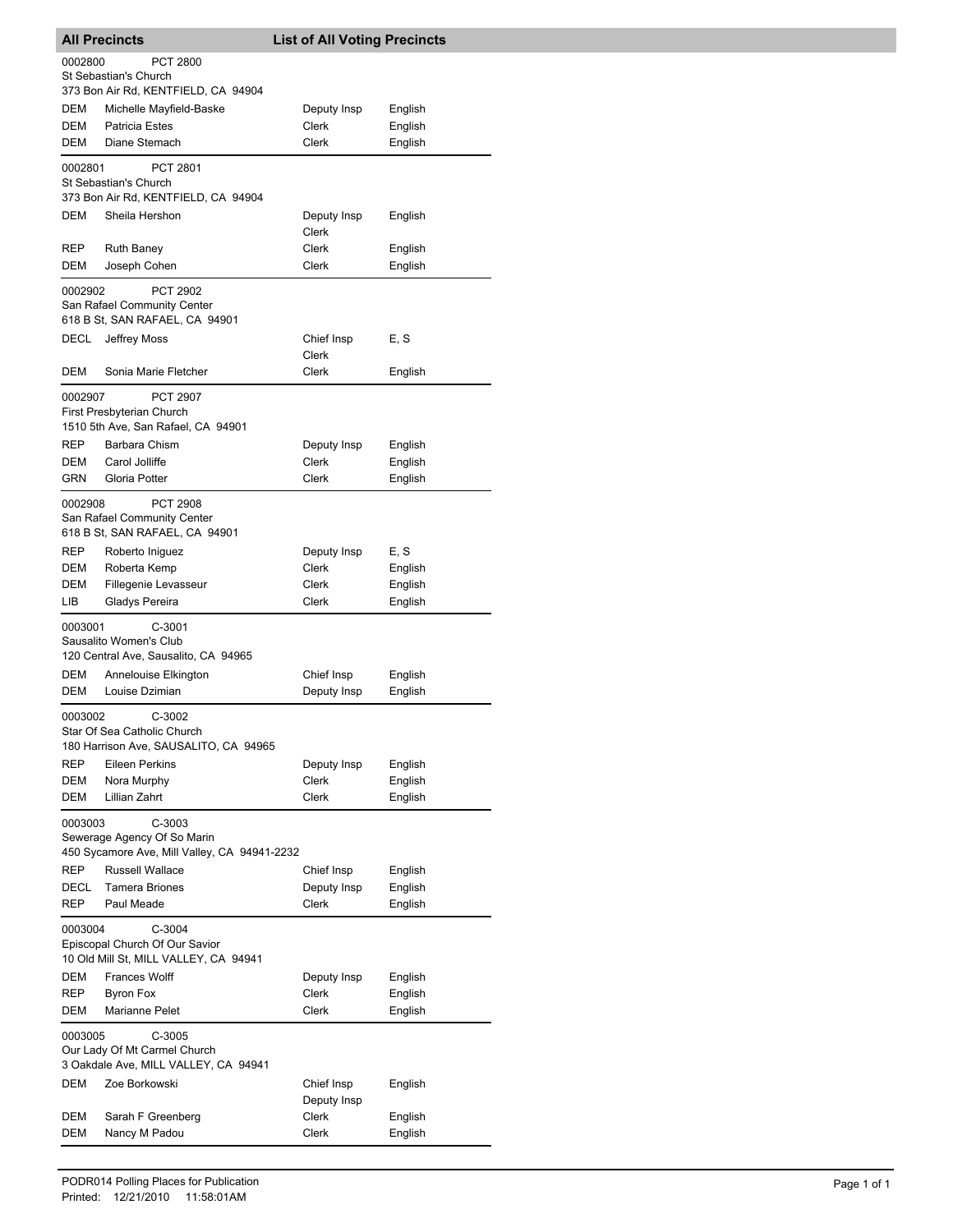## All Precincts — List of All Voting Precincts

**0002800** PCT 2800
St Sebastian's Church
373 Bon Air Rd, KENTFIELD, CA 94904

| Party | Name | Position | Language |
|---|---|---|---|
| DEM | Michelle Mayfield-Baske | Deputy Insp | English |
| DEM | Patricia Estes | Clerk | English |
| DEM | Diane Stemach | Clerk | English |

**0002801** PCT 2801
St Sebastian's Church
373 Bon Air Rd, KENTFIELD, CA 94904

| Party | Name | Position | Language |
|---|---|---|---|
| DEM | Sheila Hershon | Deputy Insp<br>Clerk | English |
| REP | Ruth Baney | Clerk | English |
| DEM | Joseph Cohen | Clerk | English |

**0002902** PCT 2902
San Rafael Community Center
618 B St, SAN RAFAEL, CA 94901

| Party | Name | Position | Language |
|---|---|---|---|
| DECL | Jeffrey Moss | Chief Insp<br>Clerk | E, S |
| DEM | Sonia Marie Fletcher | Clerk | English |

**0002907** PCT 2907
First Presbyterian Church
1510 5th Ave, San Rafael, CA 94901

| Party | Name | Position | Language |
|---|---|---|---|
| REP | Barbara Chism | Deputy Insp | English |
| DEM | Carol Jolliffe | Clerk | English |
| GRN | Gloria Potter | Clerk | English |

**0002908** PCT 2908
San Rafael Community Center
618 B St, SAN RAFAEL, CA 94901

| Party | Name | Position | Language |
|---|---|---|---|
| REP | Roberto Iniguez | Deputy Insp | E, S |
| DEM | Roberta Kemp | Clerk | English |
| DEM | Fillegenie Levasseur | Clerk | English |
| LIB | Gladys Pereira | Clerk | English |

**0003001** C-3001
Sausalito Women's Club
120 Central Ave, Sausalito, CA 94965

| Party | Name | Position | Language |
|---|---|---|---|
| DEM | Annelouise Elkington | Chief Insp | English |
| DEM | Louise Dzimian | Deputy Insp | English |

**0003002** C-3002
Star Of Sea Catholic Church
180 Harrison Ave, SAUSALITO, CA 94965

| Party | Name | Position | Language |
|---|---|---|---|
| REP | Eileen Perkins | Deputy Insp | English |
| DEM | Nora Murphy | Clerk | English |
| DEM | Lillian Zahrt | Clerk | English |

**0003003** C-3003
Sewerage Agency Of So Marin
450 Sycamore Ave, Mill Valley, CA 94941-2232

| Party | Name | Position | Language |
|---|---|---|---|
| REP | Russell Wallace | Chief Insp | English |
| DECL | Tamera Briones | Deputy Insp | English |
| REP | Paul Meade | Clerk | English |

**0003004** C-3004
Episcopal Church Of Our Savior
10 Old Mill St, MILL VALLEY, CA 94941

| Party | Name | Position | Language |
|---|---|---|---|
| DEM | Frances Wolff | Deputy Insp | English |
| REP | Byron Fox | Clerk | English |
| DEM | Marianne Pelet | Clerk | English |

**0003005** C-3005
Our Lady Of Mt Carmel Church
3 Oakdale Ave, MILL VALLEY, CA 94941

| Party | Name | Position | Language |
|---|---|---|---|
| DEM | Zoe Borkowski | Chief Insp<br>Deputy Insp | English |
| DEM | Sarah F Greenberg | Clerk | English |
| DEM | Nancy M Padou | Clerk | English |

PODR014 Polling Places for Publication
Printed: 12/21/2010 11:58:01AM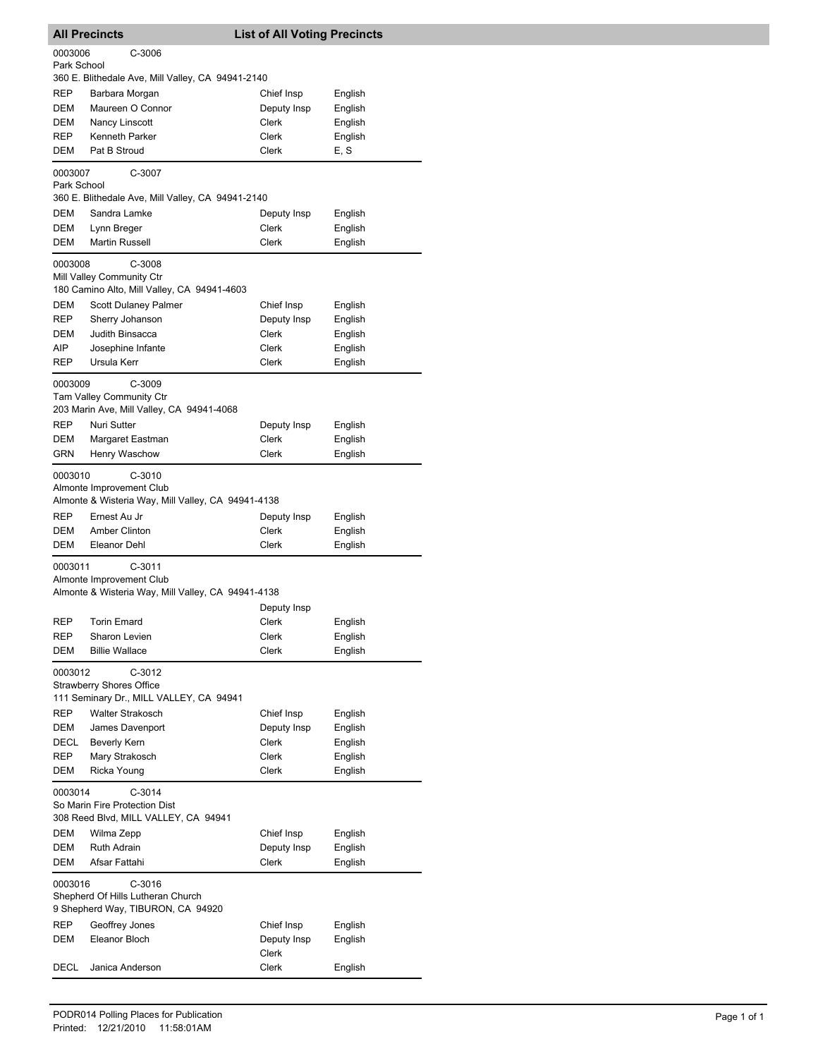## All Precincts — List of All Voting Precincts

**0003006 C-3006**
Park School
360 E. Blithedale Ave, Mill Valley, CA 94941-2140

| | | | |
|---|---|---|---|
| REP | Barbara Morgan | Chief Insp | English |
| DEM | Maureen O Connor | Deputy Insp | English |
| DEM | Nancy Linscott | Clerk | English |
| REP | Kenneth Parker | Clerk | English |
| DEM | Pat B Stroud | Clerk | E, S |

**0003007 C-3007**
Park School
360 E. Blithedale Ave, Mill Valley, CA 94941-2140

| | | | |
|---|---|---|---|
| DEM | Sandra Lamke | Deputy Insp | English |
| DEM | Lynn Breger | Clerk | English |
| DEM | Martin Russell | Clerk | English |

**0003008 C-3008**
Mill Valley Community Ctr
180 Camino Alto, Mill Valley, CA 94941-4603

| | | | |
|---|---|---|---|
| DEM | Scott Dulaney Palmer | Chief Insp | English |
| REP | Sherry Johanson | Deputy Insp | English |
| DEM | Judith Binsacca | Clerk | English |
| AIP | Josephine Infante | Clerk | English |
| REP | Ursula Kerr | Clerk | English |

**0003009 C-3009**
Tam Valley Community Ctr
203 Marin Ave, Mill Valley, CA 94941-4068

| | | | |
|---|---|---|---|
| REP | Nuri Sutter | Deputy Insp | English |
| DEM | Margaret Eastman | Clerk | English |
| GRN | Henry Waschow | Clerk | English |

**0003010 C-3010**
Almonte Improvement Club
Almonte & Wisteria Way, Mill Valley, CA 94941-4138

| | | | |
|---|---|---|---|
| REP | Ernest Au Jr | Deputy Insp | English |
| DEM | Amber Clinton | Clerk | English |
| DEM | Eleanor Dehl | Clerk | English |

**0003011 C-3011**
Almonte Improvement Club
Almonte & Wisteria Way, Mill Valley, CA 94941-4138

| | | | |
|---|---|---|---|
| | | Deputy Insp | |
| REP | Torin Emard | Clerk | English |
| REP | Sharon Levien | Clerk | English |
| DEM | Billie Wallace | Clerk | English |

**0003012 C-3012**
Strawberry Shores Office
111 Seminary Dr., MILL VALLEY, CA 94941

| | | | |
|---|---|---|---|
| REP | Walter Strakosch | Chief Insp | English |
| DEM | James Davenport | Deputy Insp | English |
| DECL | Beverly Kern | Clerk | English |
| REP | Mary Strakosch | Clerk | English |
| DEM | Ricka Young | Clerk | English |

**0003014 C-3014**
So Marin Fire Protection Dist
308 Reed Blvd, MILL VALLEY, CA 94941

| | | | |
|---|---|---|---|
| DEM | Wilma Zepp | Chief Insp | English |
| DEM | Ruth Adrain | Deputy Insp | English |
| DEM | Afsar Fattahi | Clerk | English |

**0003016 C-3016**
Shepherd Of Hills Lutheran Church
9 Shepherd Way, TIBURON, CA 94920

| | | | |
|---|---|---|---|
| REP | Geoffrey Jones | Chief Insp | English |
| DEM | Eleanor Bloch | Deputy Insp | English |
| | | Clerk | |
| DECL | Janica Anderson | Clerk | English |

PODR014 Polling Places for Publication
Printed: 12/21/2010 11:58:01AM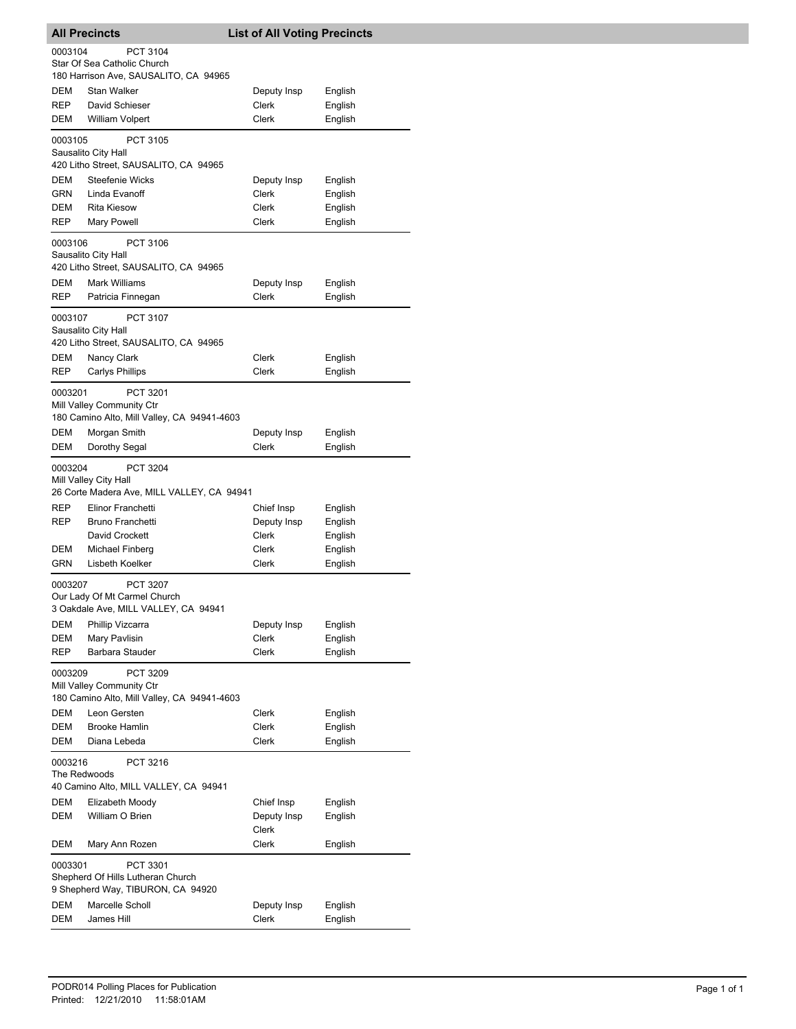## All Precincts — List of All Voting Precincts

**0003104** PCT 3104
Star Of Sea Catholic Church
180 Harrison Ave, SAUSALITO, CA 94965

| Party | Name | Position | Language |
|---|---|---|---|
| DEM | Stan Walker | Deputy Insp | English |
| REP | David Schieser | Clerk | English |
| DEM | William Volpert | Clerk | English |

**0003105** PCT 3105
Sausalito City Hall
420 Litho Street, SAUSALITO, CA 94965

| Party | Name | Position | Language |
|---|---|---|---|
| DEM | Steefenie Wicks | Deputy Insp | English |
| GRN | Linda Evanoff | Clerk | English |
| DEM | Rita Kiesow | Clerk | English |
| REP | Mary Powell | Clerk | English |

**0003106** PCT 3106
Sausalito City Hall
420 Litho Street, SAUSALITO, CA 94965

| Party | Name | Position | Language |
|---|---|---|---|
| DEM | Mark Williams | Deputy Insp | English |
| REP | Patricia Finnegan | Clerk | English |

**0003107** PCT 3107
Sausalito City Hall
420 Litho Street, SAUSALITO, CA 94965

| Party | Name | Position | Language |
|---|---|---|---|
| DEM | Nancy Clark | Clerk | English |
| REP | Carlys Phillips | Clerk | English |

**0003201** PCT 3201
Mill Valley Community Ctr
180 Camino Alto, Mill Valley, CA 94941-4603

| Party | Name | Position | Language |
|---|---|---|---|
| DEM | Morgan Smith | Deputy Insp | English |
| DEM | Dorothy Segal | Clerk | English |

**0003204** PCT 3204
Mill Valley City Hall
26 Corte Madera Ave, MILL VALLEY, CA 94941

| Party | Name | Position | Language |
|---|---|---|---|
| REP | Elinor Franchetti | Chief Insp | English |
| REP | Bruno Franchetti | Deputy Insp | English |
| | David Crockett | Clerk | English |
| DEM | Michael Finberg | Clerk | English |
| GRN | Lisbeth Koelker | Clerk | English |

**0003207** PCT 3207
Our Lady Of Mt Carmel Church
3 Oakdale Ave, MILL VALLEY, CA 94941

| Party | Name | Position | Language |
|---|---|---|---|
| DEM | Phillip Vizcarra | Deputy Insp | English |
| DEM | Mary Pavlisin | Clerk | English |
| REP | Barbara Stauder | Clerk | English |

**0003209** PCT 3209
Mill Valley Community Ctr
180 Camino Alto, Mill Valley, CA 94941-4603

| Party | Name | Position | Language |
|---|---|---|---|
| DEM | Leon Gersten | Clerk | English |
| DEM | Brooke Hamlin | Clerk | English |
| DEM | Diana Lebeda | Clerk | English |

**0003216** PCT 3216
The Redwoods
40 Camino Alto, MILL VALLEY, CA 94941

| Party | Name | Position | Language |
|---|---|---|---|
| DEM | Elizabeth Moody | Chief Insp | English |
| DEM | William O Brien | Deputy Insp<br>Clerk | English |
| DEM | Mary Ann Rozen | Clerk | English |

**0003301** PCT 3301
Shepherd Of Hills Lutheran Church
9 Shepherd Way, TIBURON, CA 94920

| Party | Name | Position | Language |
|---|---|---|---|
| DEM | Marcelle Scholl | Deputy Insp | English |
| DEM | James Hill | Clerk | English |

PODR014 Polling Places for Publication
Printed: 12/21/2010 11:58:01AM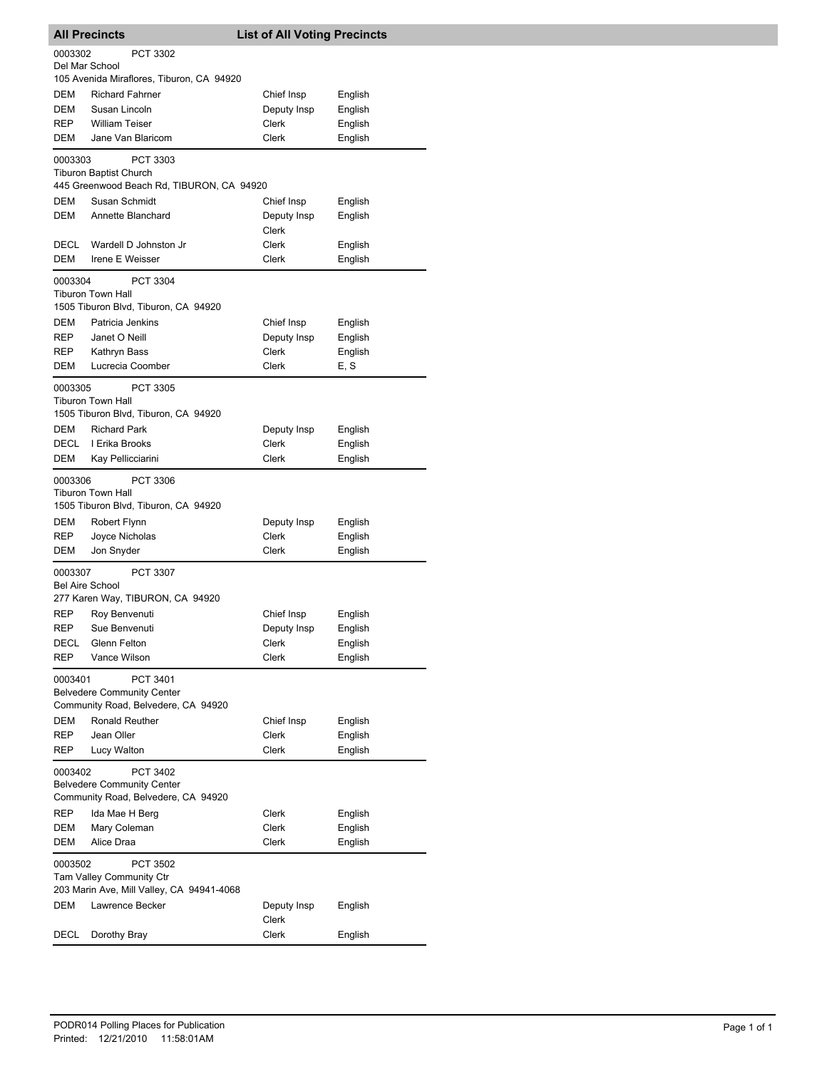## All Precincts — List of All Voting Precincts

0003302 PCT 3302
Del Mar School
105 Avenida Miraflores, Tiburon, CA 94920

| | | | |
|---|---|---|---|
| DEM | Richard Fahrner | Chief Insp | English |
| DEM | Susan Lincoln | Deputy Insp | English |
| REP | William Teiser | Clerk | English |
| DEM | Jane Van Blaricom | Clerk | English |

0003303 PCT 3303
Tiburon Baptist Church
445 Greenwood Beach Rd, TIBURON, CA 94920

| | | | |
|---|---|---|---|
| DEM | Susan Schmidt | Chief Insp | English |
| DEM | Annette Blanchard | Deputy Insp<br>Clerk | English |
| DECL | Wardell D Johnston Jr | Clerk | English |
| DEM | Irene E Weisser | Clerk | English |

0003304 PCT 3304
Tiburon Town Hall
1505 Tiburon Blvd, Tiburon, CA 94920

| | | | |
|---|---|---|---|
| DEM | Patricia Jenkins | Chief Insp | English |
| REP | Janet O Neill | Deputy Insp | English |
| REP | Kathryn Bass | Clerk | English |
| DEM | Lucrecia Coomber | Clerk | E, S |

0003305 PCT 3305
Tiburon Town Hall
1505 Tiburon Blvd, Tiburon, CA 94920

| | | | |
|---|---|---|---|
| DEM | Richard Park | Deputy Insp | English |
| DECL | I Erika Brooks | Clerk | English |
| DEM | Kay Pellicciarini | Clerk | English |

0003306 PCT 3306
Tiburon Town Hall
1505 Tiburon Blvd, Tiburon, CA 94920

| | | | |
|---|---|---|---|
| DEM | Robert Flynn | Deputy Insp | English |
| REP | Joyce Nicholas | Clerk | English |
| DEM | Jon Snyder | Clerk | English |

0003307 PCT 3307
Bel Aire School
277 Karen Way, TIBURON, CA 94920

| | | | |
|---|---|---|---|
| REP | Roy Benvenuti | Chief Insp | English |
| REP | Sue Benvenuti | Deputy Insp | English |
| DECL | Glenn Felton | Clerk | English |
| REP | Vance Wilson | Clerk | English |

0003401 PCT 3401
Belvedere Community Center
Community Road, Belvedere, CA 94920

| | | | |
|---|---|---|---|
| DEM | Ronald Reuther | Chief Insp | English |
| REP | Jean Oller | Clerk | English |
| REP | Lucy Walton | Clerk | English |

0003402 PCT 3402
Belvedere Community Center
Community Road, Belvedere, CA 94920

| | | | |
|---|---|---|---|
| REP | Ida Mae H Berg | Clerk | English |
| DEM | Mary Coleman | Clerk | English |
| DEM | Alice Draa | Clerk | English |

0003502 PCT 3502
Tam Valley Community Ctr
203 Marin Ave, Mill Valley, CA 94941-4068

| | | | |
|---|---|---|---|
| DEM | Lawrence Becker | Deputy Insp<br>Clerk | English |
| DECL | Dorothy Bray | Clerk | English |

PODR014 Polling Places for Publication
Printed: 12/21/2010 11:58:01AM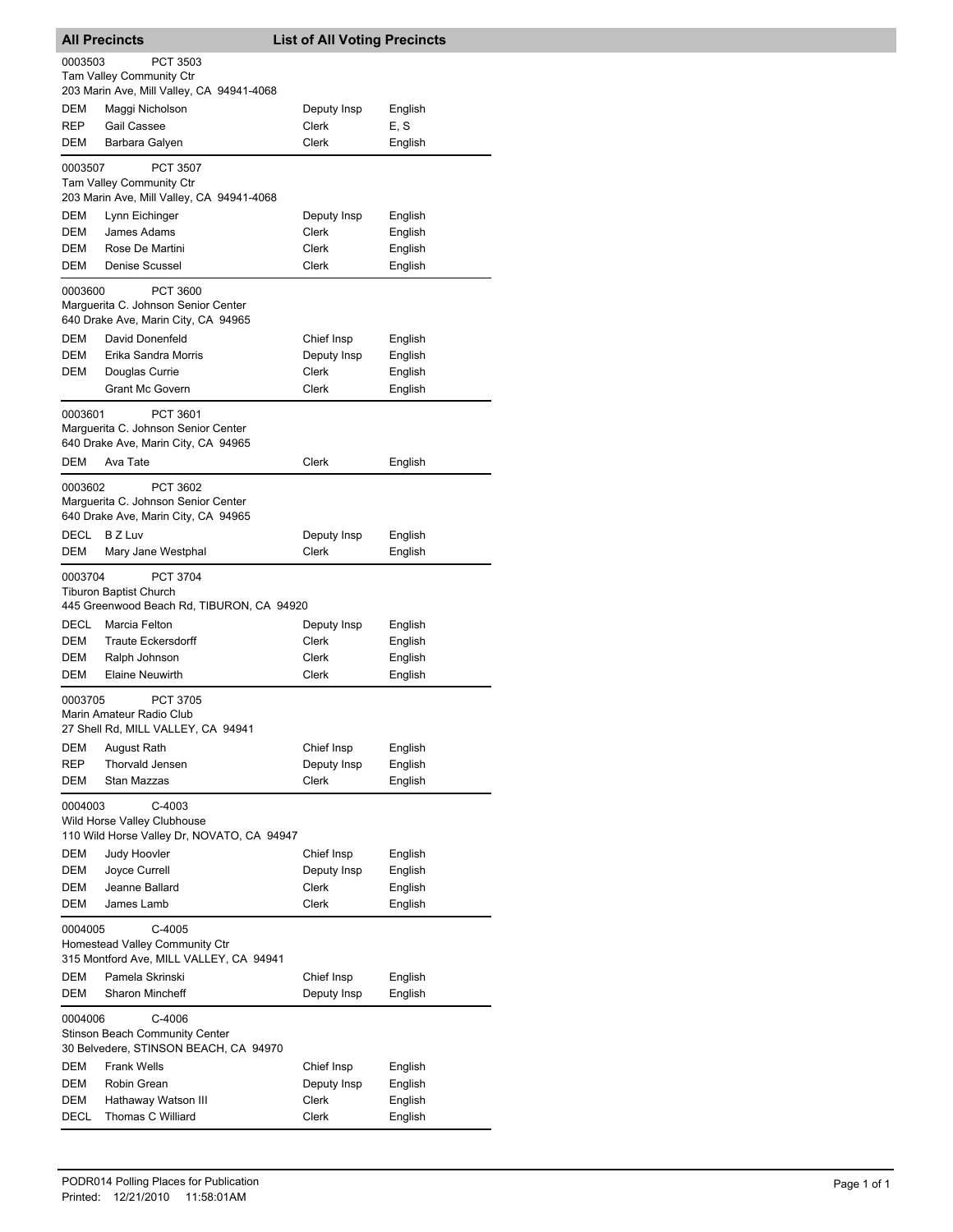## All Precincts — List of All Voting Precincts

**0003503** PCT 3503
Tam Valley Community Ctr
203 Marin Ave, Mill Valley, CA 94941-4068

| | | | |
|---|---|---|---|
| DEM | Maggi Nicholson | Deputy Insp | English |
| REP | Gail Cassee | Clerk | E, S |
| DEM | Barbara Galyen | Clerk | English |

**0003507** PCT 3507
Tam Valley Community Ctr
203 Marin Ave, Mill Valley, CA 94941-4068

| | | | |
|---|---|---|---|
| DEM | Lynn Eichinger | Deputy Insp | English |
| DEM | James Adams | Clerk | English |
| DEM | Rose De Martini | Clerk | English |
| DEM | Denise Scussel | Clerk | English |

**0003600** PCT 3600
Marguerita C. Johnson Senior Center
640 Drake Ave, Marin City, CA 94965

| | | | |
|---|---|---|---|
| DEM | David Donenfeld | Chief Insp | English |
| DEM | Erika Sandra Morris | Deputy Insp | English |
| DEM | Douglas Currie | Clerk | English |
| | Grant Mc Govern | Clerk | English |

**0003601** PCT 3601
Marguerita C. Johnson Senior Center
640 Drake Ave, Marin City, CA 94965

| | | | |
|---|---|---|---|
| DEM | Ava Tate | Clerk | English |

**0003602** PCT 3602
Marguerita C. Johnson Senior Center
640 Drake Ave, Marin City, CA 94965

| | | | |
|---|---|---|---|
| DECL | B Z Luv | Deputy Insp | English |
| DEM | Mary Jane Westphal | Clerk | English |

**0003704** PCT 3704
Tiburon Baptist Church
445 Greenwood Beach Rd, TIBURON, CA 94920

| | | | |
|---|---|---|---|
| DECL | Marcia Felton | Deputy Insp | English |
| DEM | Traute Eckersdorff | Clerk | English |
| DEM | Ralph Johnson | Clerk | English |
| DEM | Elaine Neuwirth | Clerk | English |

**0003705** PCT 3705
Marin Amateur Radio Club
27 Shell Rd, MILL VALLEY, CA 94941

| | | | |
|---|---|---|---|
| DEM | August Rath | Chief Insp | English |
| REP | Thorvald Jensen | Deputy Insp | English |
| DEM | Stan Mazzas | Clerk | English |

**0004003** C-4003
Wild Horse Valley Clubhouse
110 Wild Horse Valley Dr, NOVATO, CA 94947

| | | | |
|---|---|---|---|
| DEM | Judy Hoovler | Chief Insp | English |
| DEM | Joyce Currell | Deputy Insp | English |
| DEM | Jeanne Ballard | Clerk | English |
| DEM | James Lamb | Clerk | English |

**0004005** C-4005
Homestead Valley Community Ctr
315 Montford Ave, MILL VALLEY, CA 94941

| | | | |
|---|---|---|---|
| DEM | Pamela Skrinski | Chief Insp | English |
| DEM | Sharon Mincheff | Deputy Insp | English |

**0004006** C-4006
Stinson Beach Community Center
30 Belvedere, STINSON BEACH, CA 94970

| | | | |
|---|---|---|---|
| DEM | Frank Wells | Chief Insp | English |
| DEM | Robin Grean | Deputy Insp | English |
| DEM | Hathaway Watson III | Clerk | English |
| DECL | Thomas C Williard | Clerk | English |

PODR014 Polling Places for Publication
Printed: 12/21/2010 11:58:01AM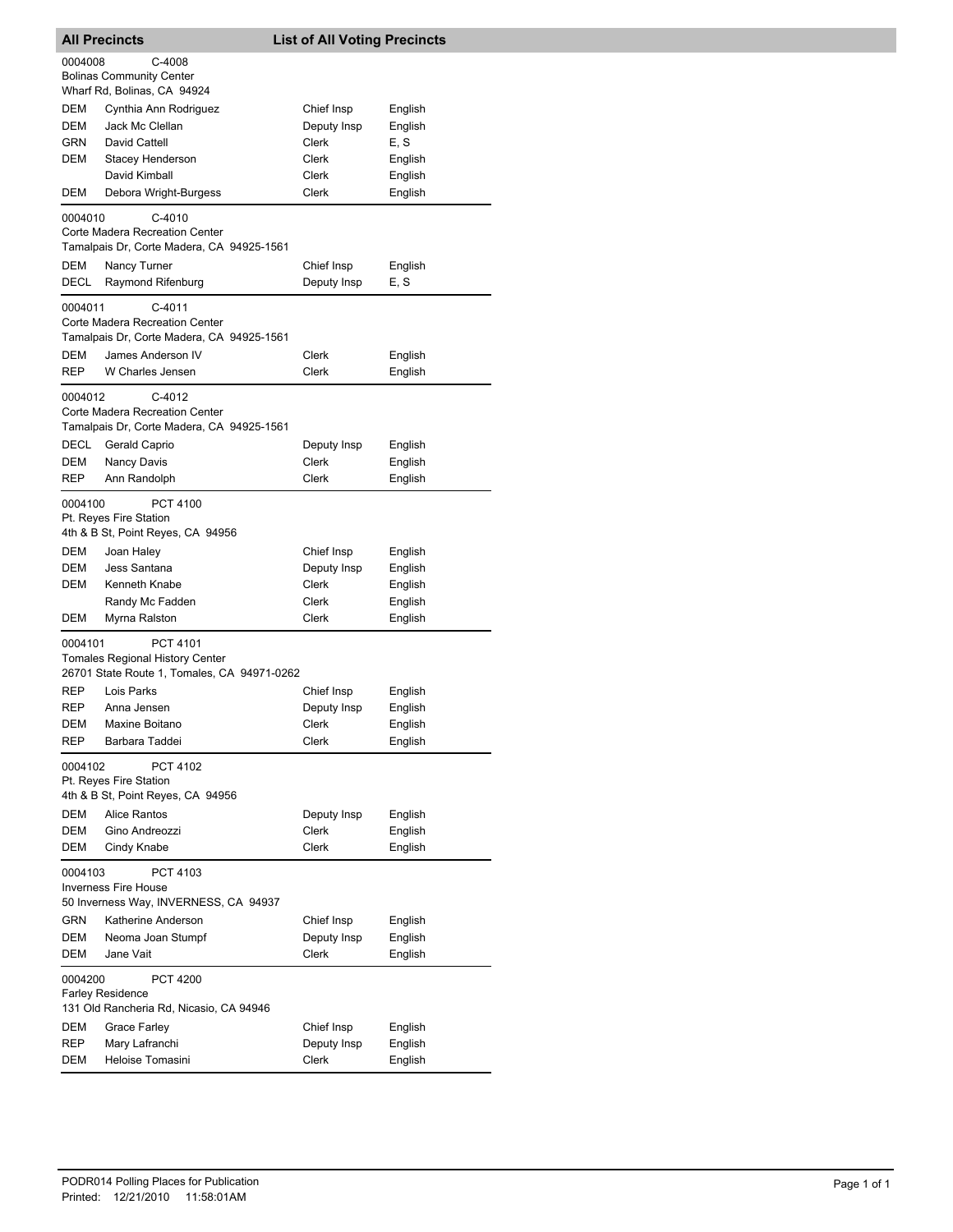## All Precincts — List of All Voting Precincts

**0004008** C-4008
Bolinas Community Center
Wharf Rd, Bolinas, CA 94924

| Party | Name | Position | Language |
|---|---|---|---|
| DEM | Cynthia Ann Rodriguez | Chief Insp | English |
| DEM | Jack Mc Clellan | Deputy Insp | English |
| GRN | David Cattell | Clerk | E, S |
| DEM | Stacey Henderson | Clerk | English |
| | David Kimball | Clerk | English |
| DEM | Debora Wright-Burgess | Clerk | English |

**0004010** C-4010
Corte Madera Recreation Center
Tamalpais Dr, Corte Madera, CA 94925-1561

| Party | Name | Position | Language |
|---|---|---|---|
| DEM | Nancy Turner | Chief Insp | English |
| DECL | Raymond Rifenburg | Deputy Insp | E, S |

**0004011** C-4011
Corte Madera Recreation Center
Tamalpais Dr, Corte Madera, CA 94925-1561

| Party | Name | Position | Language |
|---|---|---|---|
| DEM | James Anderson IV | Clerk | English |
| REP | W Charles Jensen | Clerk | English |

**0004012** C-4012
Corte Madera Recreation Center
Tamalpais Dr, Corte Madera, CA 94925-1561

| Party | Name | Position | Language |
|---|---|---|---|
| DECL | Gerald Caprio | Deputy Insp | English |
| DEM | Nancy Davis | Clerk | English |
| REP | Ann Randolph | Clerk | English |

**0004100** PCT 4100
Pt. Reyes Fire Station
4th & B St, Point Reyes, CA 94956

| Party | Name | Position | Language |
|---|---|---|---|
| DEM | Joan Haley | Chief Insp | English |
| DEM | Jess Santana | Deputy Insp | English |
| DEM | Kenneth Knabe | Clerk | English |
| | Randy Mc Fadden | Clerk | English |
| DEM | Myrna Ralston | Clerk | English |

**0004101** PCT 4101
Tomales Regional History Center
26701 State Route 1, Tomales, CA 94971-0262

| Party | Name | Position | Language |
|---|---|---|---|
| REP | Lois Parks | Chief Insp | English |
| REP | Anna Jensen | Deputy Insp | English |
| DEM | Maxine Boitano | Clerk | English |
| REP | Barbara Taddei | Clerk | English |

**0004102** PCT 4102
Pt. Reyes Fire Station
4th & B St, Point Reyes, CA 94956

| Party | Name | Position | Language |
|---|---|---|---|
| DEM | Alice Rantos | Deputy Insp | English |
| DEM | Gino Andreozzi | Clerk | English |
| DEM | Cindy Knabe | Clerk | English |

**0004103** PCT 4103
Inverness Fire House
50 Inverness Way, INVERNESS, CA 94937

| Party | Name | Position | Language |
|---|---|---|---|
| GRN | Katherine Anderson | Chief Insp | English |
| DEM | Neoma Joan Stumpf | Deputy Insp | English |
| DEM | Jane Vait | Clerk | English |

**0004200** PCT 4200
Farley Residence
131 Old Rancheria Rd, Nicasio, CA 94946

| Party | Name | Position | Language |
|---|---|---|---|
| DEM | Grace Farley | Chief Insp | English |
| REP | Mary Lafranchi | Deputy Insp | English |
| DEM | Heloise Tomasini | Clerk | English |

PODR014 Polling Places for Publication
Printed: 12/21/2010 11:58:01AM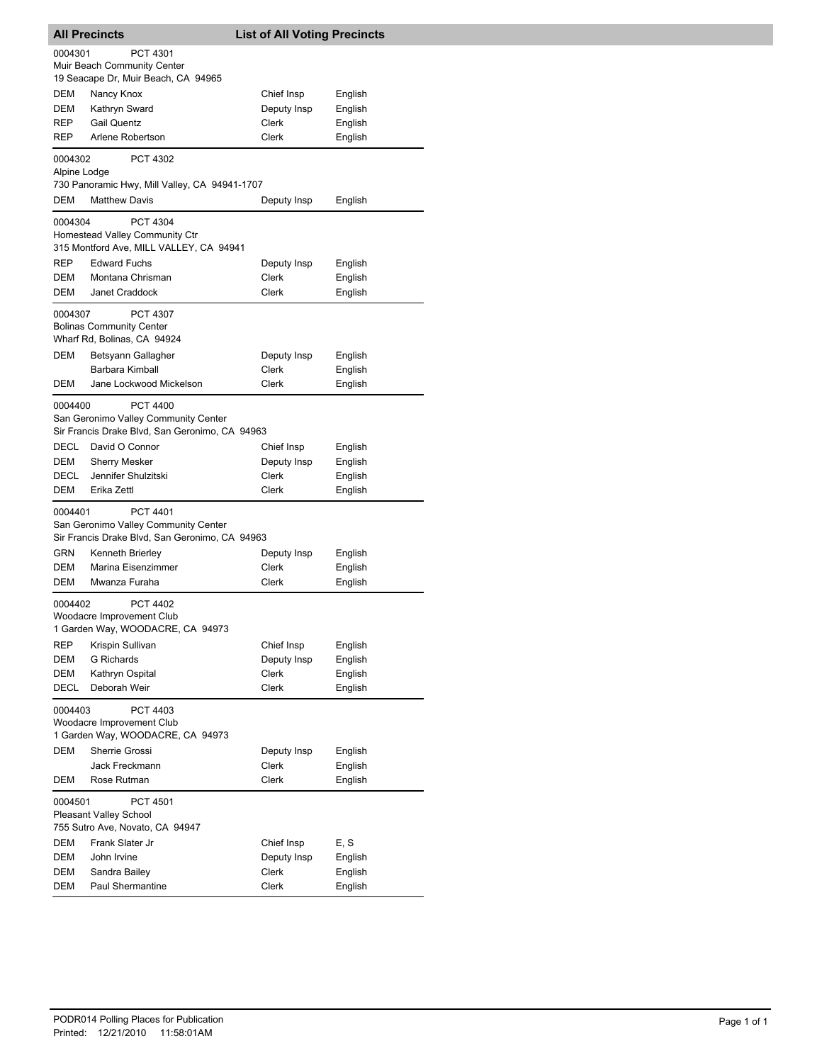## All Precincts — List of All Voting Precincts

**0004301** PCT 4301
Muir Beach Community Center
19 Seacape Dr, Muir Beach, CA 94965

| Party | Name | Position | Language |
|---|---|---|---|
| DEM | Nancy Knox | Chief Insp | English |
| DEM | Kathryn Sward | Deputy Insp | English |
| REP | Gail Quentz | Clerk | English |
| REP | Arlene Robertson | Clerk | English |

**0004302** PCT 4302
Alpine Lodge
730 Panoramic Hwy, Mill Valley, CA 94941-1707

| Party | Name | Position | Language |
|---|---|---|---|
| DEM | Matthew Davis | Deputy Insp | English |

**0004304** PCT 4304
Homestead Valley Community Ctr
315 Montford Ave, MILL VALLEY, CA 94941

| Party | Name | Position | Language |
|---|---|---|---|
| REP | Edward Fuchs | Deputy Insp | English |
| DEM | Montana Chrisman | Clerk | English |
| DEM | Janet Craddock | Clerk | English |

**0004307** PCT 4307
Bolinas Community Center
Wharf Rd, Bolinas, CA 94924

| Party | Name | Position | Language |
|---|---|---|---|
| DEM | Betsyann Gallagher | Deputy Insp | English |
| | Barbara Kimball | Clerk | English |
| DEM | Jane Lockwood Mickelson | Clerk | English |

**0004400** PCT 4400
San Geronimo Valley Community Center
Sir Francis Drake Blvd, San Geronimo, CA 94963

| Party | Name | Position | Language |
|---|---|---|---|
| DECL | David O Connor | Chief Insp | English |
| DEM | Sherry Mesker | Deputy Insp | English |
| DECL | Jennifer Shulzitski | Clerk | English |
| DEM | Erika Zettl | Clerk | English |

**0004401** PCT 4401
San Geronimo Valley Community Center
Sir Francis Drake Blvd, San Geronimo, CA 94963

| Party | Name | Position | Language |
|---|---|---|---|
| GRN | Kenneth Brierley | Deputy Insp | English |
| DEM | Marina Eisenzimmer | Clerk | English |
| DEM | Mwanza Furaha | Clerk | English |

**0004402** PCT 4402
Woodacre Improvement Club
1 Garden Way, WOODACRE, CA 94973

| Party | Name | Position | Language |
|---|---|---|---|
| REP | Krispin Sullivan | Chief Insp | English |
| DEM | G Richards | Deputy Insp | English |
| DEM | Kathryn Ospital | Clerk | English |
| DECL | Deborah Weir | Clerk | English |

**0004403** PCT 4403
Woodacre Improvement Club
1 Garden Way, WOODACRE, CA 94973

| Party | Name | Position | Language |
|---|---|---|---|
| DEM | Sherrie Grossi | Deputy Insp | English |
| | Jack Freckmann | Clerk | English |
| DEM | Rose Rutman | Clerk | English |

**0004501** PCT 4501
Pleasant Valley School
755 Sutro Ave, Novato, CA 94947

| Party | Name | Position | Language |
|---|---|---|---|
| DEM | Frank Slater Jr | Chief Insp | E, S |
| DEM | John Irvine | Deputy Insp | English |
| DEM | Sandra Bailey | Clerk | English |
| DEM | Paul Shermantine | Clerk | English |

PODR014 Polling Places for Publication
Printed: 12/21/2010 11:58:01AM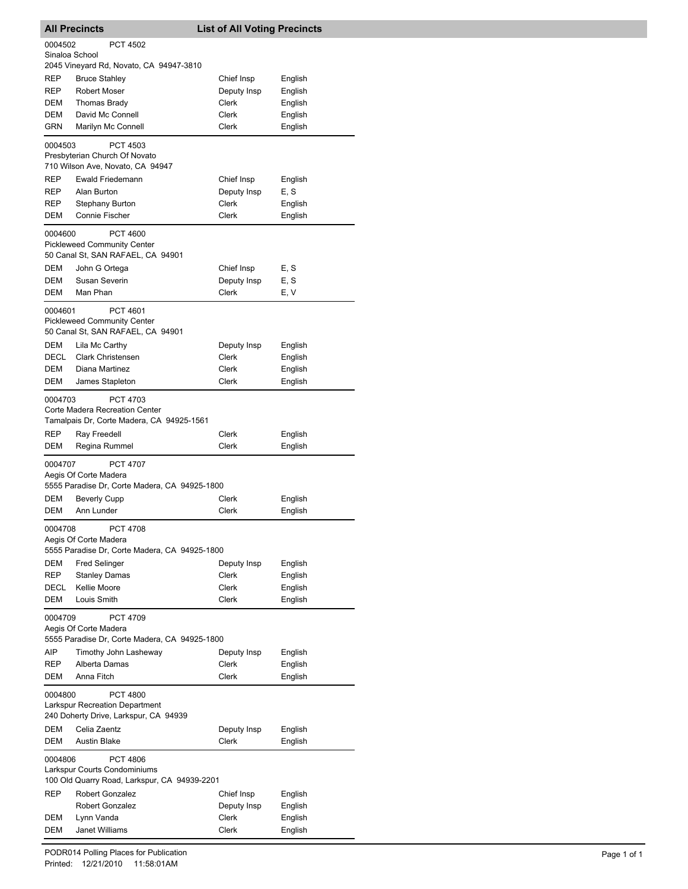## All Precincts — List of All Voting Precincts

**0004502 — PCT 4502**
Sinaloa School
2045 Vineyard Rd, Novato, CA 94947-3810

| Party | Name | Position | Language |
|---|---|---|---|
| REP | Bruce Stahley | Chief Insp | English |
| REP | Robert Moser | Deputy Insp | English |
| DEM | Thomas Brady | Clerk | English |
| DEM | David Mc Connell | Clerk | English |
| GRN | Marilyn Mc Connell | Clerk | English |

**0004503 — PCT 4503**
Presbyterian Church Of Novato
710 Wilson Ave, Novato, CA 94947

| Party | Name | Position | Language |
|---|---|---|---|
| REP | Ewald Friedemann | Chief Insp | English |
| REP | Alan Burton | Deputy Insp | E, S |
| REP | Stephany Burton | Clerk | English |
| DEM | Connie Fischer | Clerk | English |

**0004600 — PCT 4600**
Pickleweed Community Center
50 Canal St, SAN RAFAEL, CA 94901

| Party | Name | Position | Language |
|---|---|---|---|
| DEM | John G Ortega | Chief Insp | E, S |
| DEM | Susan Severin | Deputy Insp | E, S |
| DEM | Man Phan | Clerk | E, V |

**0004601 — PCT 4601**
Pickleweed Community Center
50 Canal St, SAN RAFAEL, CA 94901

| Party | Name | Position | Language |
|---|---|---|---|
| DEM | Lila Mc Carthy | Deputy Insp | English |
| DECL | Clark Christensen | Clerk | English |
| DEM | Diana Martinez | Clerk | English |
| DEM | James Stapleton | Clerk | English |

**0004703 — PCT 4703**
Corte Madera Recreation Center
Tamalpais Dr, Corte Madera, CA 94925-1561

| Party | Name | Position | Language |
|---|---|---|---|
| REP | Ray Freedell | Clerk | English |
| DEM | Regina Rummel | Clerk | English |

**0004707 — PCT 4707**
Aegis Of Corte Madera
5555 Paradise Dr, Corte Madera, CA 94925-1800

| Party | Name | Position | Language |
|---|---|---|---|
| DEM | Beverly Cupp | Clerk | English |
| DEM | Ann Lunder | Clerk | English |

**0004708 — PCT 4708**
Aegis Of Corte Madera
5555 Paradise Dr, Corte Madera, CA 94925-1800

| Party | Name | Position | Language |
|---|---|---|---|
| DEM | Fred Selinger | Deputy Insp | English |
| REP | Stanley Damas | Clerk | English |
| DECL | Kellie Moore | Clerk | English |
| DEM | Louis Smith | Clerk | English |

**0004709 — PCT 4709**
Aegis Of Corte Madera
5555 Paradise Dr, Corte Madera, CA 94925-1800

| Party | Name | Position | Language |
|---|---|---|---|
| AIP | Timothy John Lasheway | Deputy Insp | English |
| REP | Alberta Damas | Clerk | English |
| DEM | Anna Fitch | Clerk | English |

**0004800 — PCT 4800**
Larkspur Recreation Department
240 Doherty Drive, Larkspur, CA 94939

| Party | Name | Position | Language |
|---|---|---|---|
| DEM | Celia Zaentz | Deputy Insp | English |
| DEM | Austin Blake | Clerk | English |

**0004806 — PCT 4806**
Larkspur Courts Condominiums
100 Old Quarry Road, Larkspur, CA 94939-2201

| Party | Name | Position | Language |
|---|---|---|---|
| REP | Robert Gonzalez | Chief Insp | English |
| | Robert Gonzalez | Deputy Insp | English |
| DEM | Lynn Vanda | Clerk | English |
| DEM | Janet Williams | Clerk | English |

PODR014 Polling Places for Publication
Printed: 12/21/2010 11:58:01AM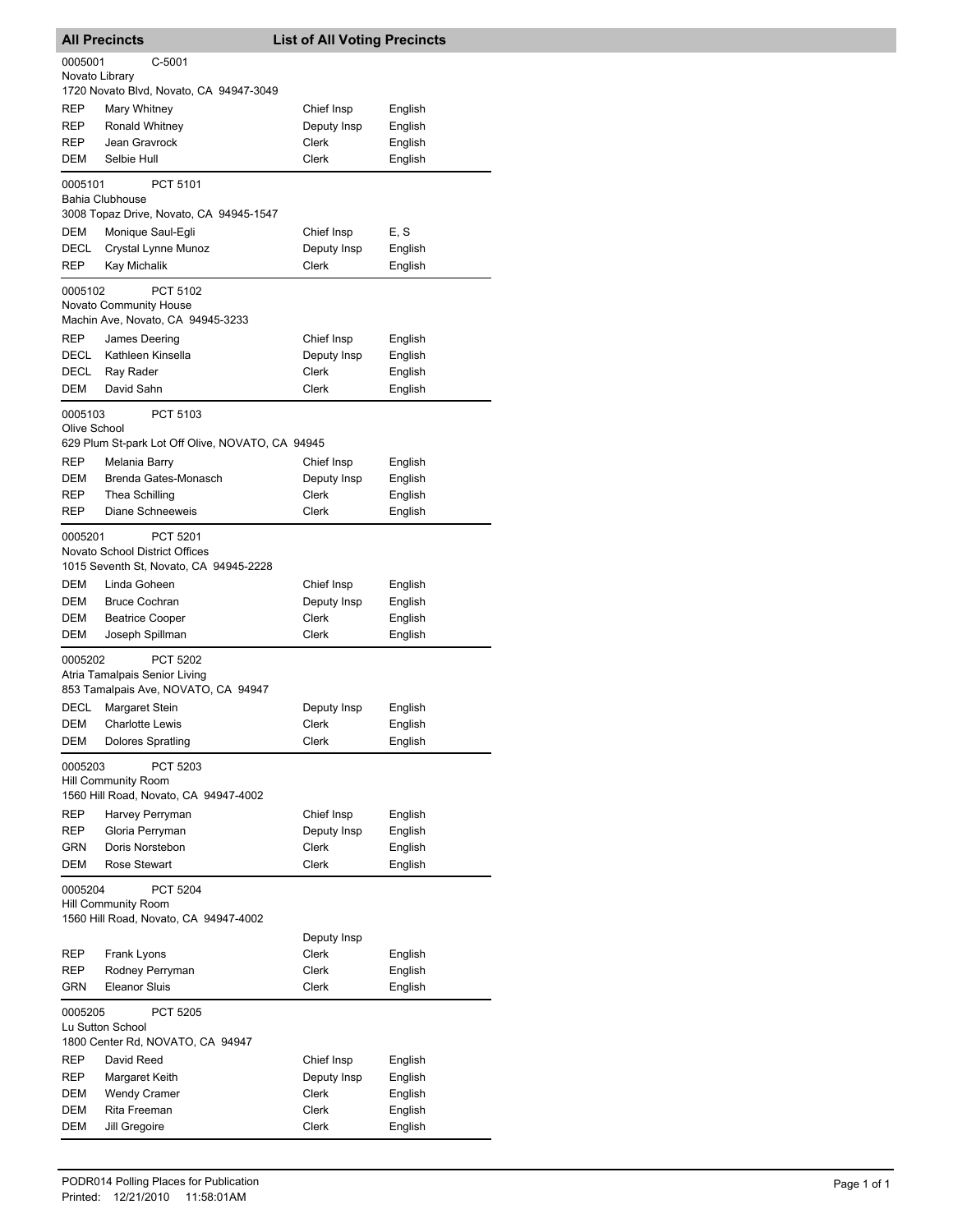## All Precincts — List of All Voting Precincts

**0005001** C-5001
Novato Library
1720 Novato Blvd, Novato, CA 94947-3049

| | | | |
|---|---|---|---|
| REP | Mary Whitney | Chief Insp | English |
| REP | Ronald Whitney | Deputy Insp | English |
| REP | Jean Gravrock | Clerk | English |
| DEM | Selbie Hull | Clerk | English |

**0005101** PCT 5101
Bahia Clubhouse
3008 Topaz Drive, Novato, CA 94945-1547

| | | | |
|---|---|---|---|
| DEM | Monique Saul-Egli | Chief Insp | E, S |
| DECL | Crystal Lynne Munoz | Deputy Insp | English |
| REP | Kay Michalik | Clerk | English |

**0005102** PCT 5102
Novato Community House
Machin Ave, Novato, CA 94945-3233

| | | | |
|---|---|---|---|
| REP | James Deering | Chief Insp | English |
| DECL | Kathleen Kinsella | Deputy Insp | English |
| DECL | Ray Rader | Clerk | English |
| DEM | David Sahn | Clerk | English |

**0005103** PCT 5103
Olive School
629 Plum St-park Lot Off Olive, NOVATO, CA 94945

| | | | |
|---|---|---|---|
| REP | Melania Barry | Chief Insp | English |
| DEM | Brenda Gates-Monasch | Deputy Insp | English |
| REP | Thea Schilling | Clerk | English |
| REP | Diane Schneeweis | Clerk | English |

**0005201** PCT 5201
Novato School District Offices
1015 Seventh St, Novato, CA 94945-2228

| | | | |
|---|---|---|---|
| DEM | Linda Goheen | Chief Insp | English |
| DEM | Bruce Cochran | Deputy Insp | English |
| DEM | Beatrice Cooper | Clerk | English |
| DEM | Joseph Spillman | Clerk | English |

**0005202** PCT 5202
Atria Tamalpais Senior Living
853 Tamalpais Ave, NOVATO, CA 94947

| | | | |
|---|---|---|---|
| DECL | Margaret Stein | Deputy Insp | English |
| DEM | Charlotte Lewis | Clerk | English |
| DEM | Dolores Spratling | Clerk | English |

**0005203** PCT 5203
Hill Community Room
1560 Hill Road, Novato, CA 94947-4002

| | | | |
|---|---|---|---|
| REP | Harvey Perryman | Chief Insp | English |
| REP | Gloria Perryman | Deputy Insp | English |
| GRN | Doris Norstebon | Clerk | English |
| DEM | Rose Stewart | Clerk | English |

**0005204** PCT 5204
Hill Community Room
1560 Hill Road, Novato, CA 94947-4002

| | | | |
|---|---|---|---|
| | | Deputy Insp | |
| REP | Frank Lyons | Clerk | English |
| REP | Rodney Perryman | Clerk | English |
| GRN | Eleanor Sluis | Clerk | English |

**0005205** PCT 5205
Lu Sutton School
1800 Center Rd, NOVATO, CA 94947

| | | | |
|---|---|---|---|
| REP | David Reed | Chief Insp | English |
| REP | Margaret Keith | Deputy Insp | English |
| DEM | Wendy Cramer | Clerk | English |
| DEM | Rita Freeman | Clerk | English |
| DEM | Jill Gregoire | Clerk | English |

PODR014 Polling Places for Publication
Printed: 12/21/2010 11:58:01AM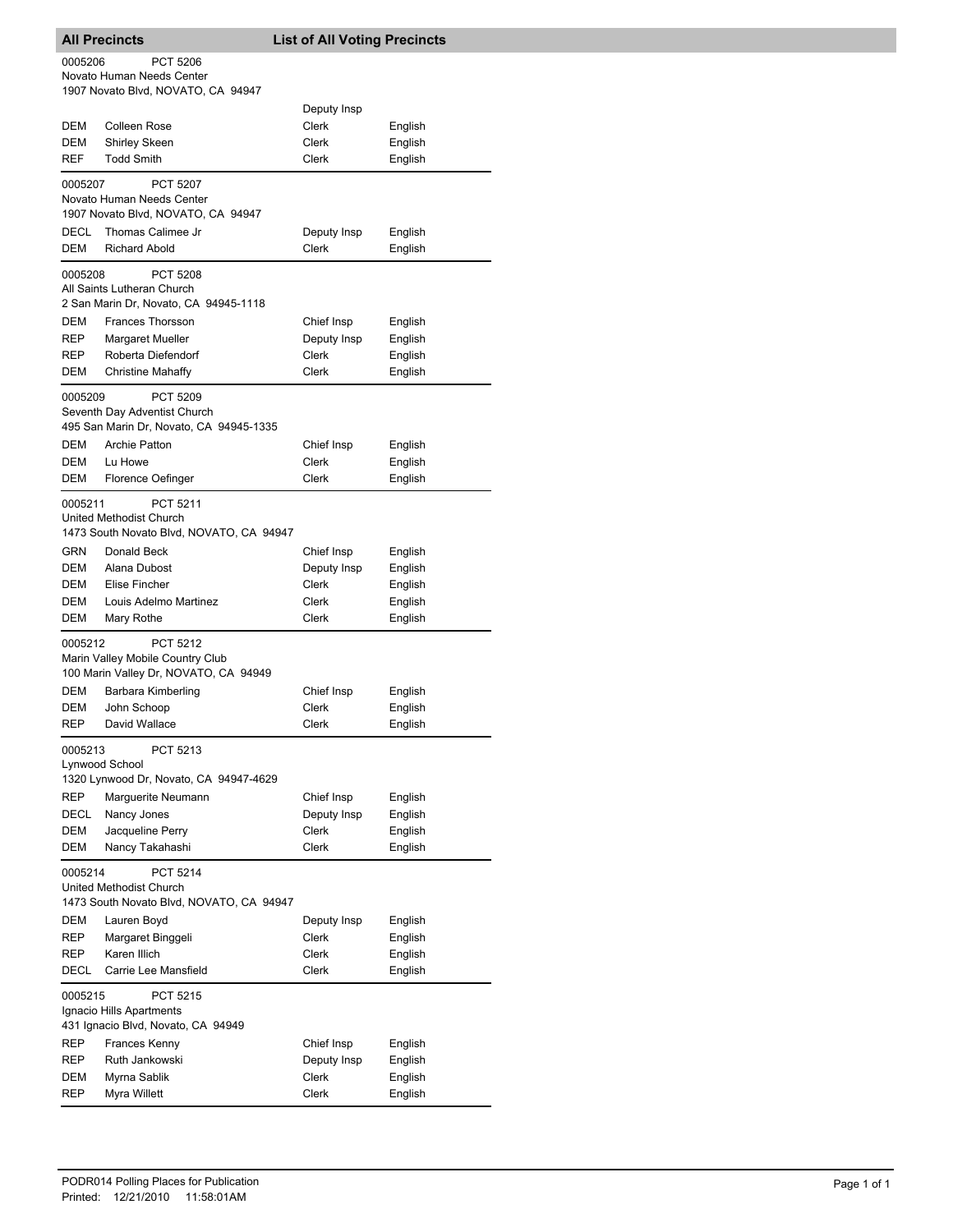## All Precincts — List of All Voting Precincts

**0005206** PCT 5206
Novato Human Needs Center
1907 Novato Blvd, NOVATO, CA 94947

| | | | |
|---|---|---|---|
| | | Deputy Insp | |
| DEM | Colleen Rose | Clerk | English |
| DEM | Shirley Skeen | Clerk | English |
| REF | Todd Smith | Clerk | English |

**0005207** PCT 5207
Novato Human Needs Center
1907 Novato Blvd, NOVATO, CA 94947

| | | | |
|---|---|---|---|
| DECL | Thomas Calimee Jr | Deputy Insp | English |
| DEM | Richard Abold | Clerk | English |

**0005208** PCT 5208
All Saints Lutheran Church
2 San Marin Dr, Novato, CA 94945-1118

| | | | |
|---|---|---|---|
| DEM | Frances Thorsson | Chief Insp | English |
| REP | Margaret Mueller | Deputy Insp | English |
| REP | Roberta Diefendorf | Clerk | English |
| DEM | Christine Mahaffy | Clerk | English |

**0005209** PCT 5209
Seventh Day Adventist Church
495 San Marin Dr, Novato, CA 94945-1335

| | | | |
|---|---|---|---|
| DEM | Archie Patton | Chief Insp | English |
| DEM | Lu Howe | Clerk | English |
| DEM | Florence Oefinger | Clerk | English |

**0005211** PCT 5211
United Methodist Church
1473 South Novato Blvd, NOVATO, CA 94947

| | | | |
|---|---|---|---|
| GRN | Donald Beck | Chief Insp | English |
| DEM | Alana Dubost | Deputy Insp | English |
| DEM | Elise Fincher | Clerk | English |
| DEM | Louis Adelmo Martinez | Clerk | English |
| DEM | Mary Rothe | Clerk | English |

**0005212** PCT 5212
Marin Valley Mobile Country Club
100 Marin Valley Dr, NOVATO, CA 94949

| | | | |
|---|---|---|---|
| DEM | Barbara Kimberling | Chief Insp | English |
| DEM | John Schoop | Clerk | English |
| REP | David Wallace | Clerk | English |

**0005213** PCT 5213
Lynwood School
1320 Lynwood Dr, Novato, CA 94947-4629

| | | | |
|---|---|---|---|
| REP | Marguerite Neumann | Chief Insp | English |
| DECL | Nancy Jones | Deputy Insp | English |
| DEM | Jacqueline Perry | Clerk | English |
| DEM | Nancy Takahashi | Clerk | English |

**0005214** PCT 5214
United Methodist Church
1473 South Novato Blvd, NOVATO, CA 94947

| | | | |
|---|---|---|---|
| DEM | Lauren Boyd | Deputy Insp | English |
| REP | Margaret Binggeli | Clerk | English |
| REP | Karen Illich | Clerk | English |
| DECL | Carrie Lee Mansfield | Clerk | English |

**0005215** PCT 5215
Ignacio Hills Apartments
431 Ignacio Blvd, Novato, CA 94949

| | | | |
|---|---|---|---|
| REP | Frances Kenny | Chief Insp | English |
| REP | Ruth Jankowski | Deputy Insp | English |
| DEM | Myrna Sablik | Clerk | English |
| REP | Myra Willett | Clerk | English |

PODR014 Polling Places for Publication
Printed: 12/21/2010 11:58:01AM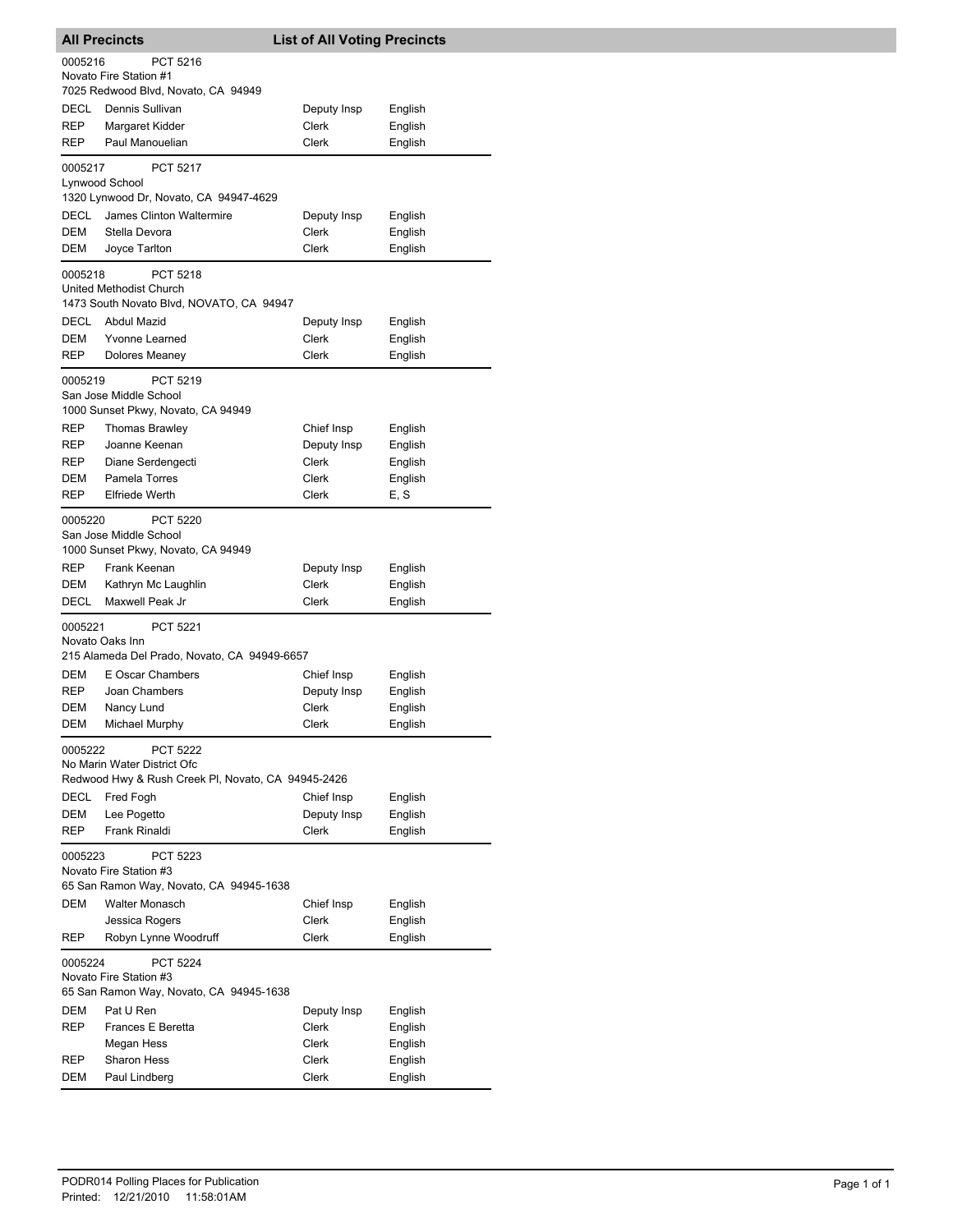## All Precincts — List of All Voting Precincts

**0005216** PCT 5216
Novato Fire Station #1
7025 Redwood Blvd, Novato, CA 94949

| | | | |
|---|---|---|---|
| DECL | Dennis Sullivan | Deputy Insp | English |
| REP | Margaret Kidder | Clerk | English |
| REP | Paul Manouelian | Clerk | English |

**0005217** PCT 5217
Lynwood School
1320 Lynwood Dr, Novato, CA 94947-4629

| | | | |
|---|---|---|---|
| DECL | James Clinton Waltermire | Deputy Insp | English |
| DEM | Stella Devora | Clerk | English |
| DEM | Joyce Tarlton | Clerk | English |

**0005218** PCT 5218
United Methodist Church
1473 South Novato Blvd, NOVATO, CA 94947

| | | | |
|---|---|---|---|
| DECL | Abdul Mazid | Deputy Insp | English |
| DEM | Yvonne Learned | Clerk | English |
| REP | Dolores Meaney | Clerk | English |

**0005219** PCT 5219
San Jose Middle School
1000 Sunset Pkwy, Novato, CA 94949

| | | | |
|---|---|---|---|
| REP | Thomas Brawley | Chief Insp | English |
| REP | Joanne Keenan | Deputy Insp | English |
| REP | Diane Serdengecti | Clerk | English |
| DEM | Pamela Torres | Clerk | English |
| REP | Elfriede Werth | Clerk | E, S |

**0005220** PCT 5220
San Jose Middle School
1000 Sunset Pkwy, Novato, CA 94949

| | | | |
|---|---|---|---|
| REP | Frank Keenan | Deputy Insp | English |
| DEM | Kathryn Mc Laughlin | Clerk | English |
| DECL | Maxwell Peak Jr | Clerk | English |

**0005221** PCT 5221
Novato Oaks Inn
215 Alameda Del Prado, Novato, CA 94949-6657

| | | | |
|---|---|---|---|
| DEM | E Oscar Chambers | Chief Insp | English |
| REP | Joan Chambers | Deputy Insp | English |
| DEM | Nancy Lund | Clerk | English |
| DEM | Michael Murphy | Clerk | English |

**0005222** PCT 5222
No Marin Water District Ofc
Redwood Hwy & Rush Creek Pl, Novato, CA 94945-2426

| | | | |
|---|---|---|---|
| DECL | Fred Fogh | Chief Insp | English |
| DEM | Lee Pogetto | Deputy Insp | English |
| REP | Frank Rinaldi | Clerk | English |

**0005223** PCT 5223
Novato Fire Station #3
65 San Ramon Way, Novato, CA 94945-1638

| | | | |
|---|---|---|---|
| DEM | Walter Monasch | Chief Insp | English |
| | Jessica Rogers | Clerk | English |
| REP | Robyn Lynne Woodruff | Clerk | English |

**0005224** PCT 5224
Novato Fire Station #3
65 San Ramon Way, Novato, CA 94945-1638

| | | | |
|---|---|---|---|
| DEM | Pat U Ren | Deputy Insp | English |
| REP | Frances E Beretta | Clerk | English |
| | Megan Hess | Clerk | English |
| REP | Sharon Hess | Clerk | English |
| DEM | Paul Lindberg | Clerk | English |

PODR014 Polling Places for Publication
Printed: 12/21/2010 11:58:01AM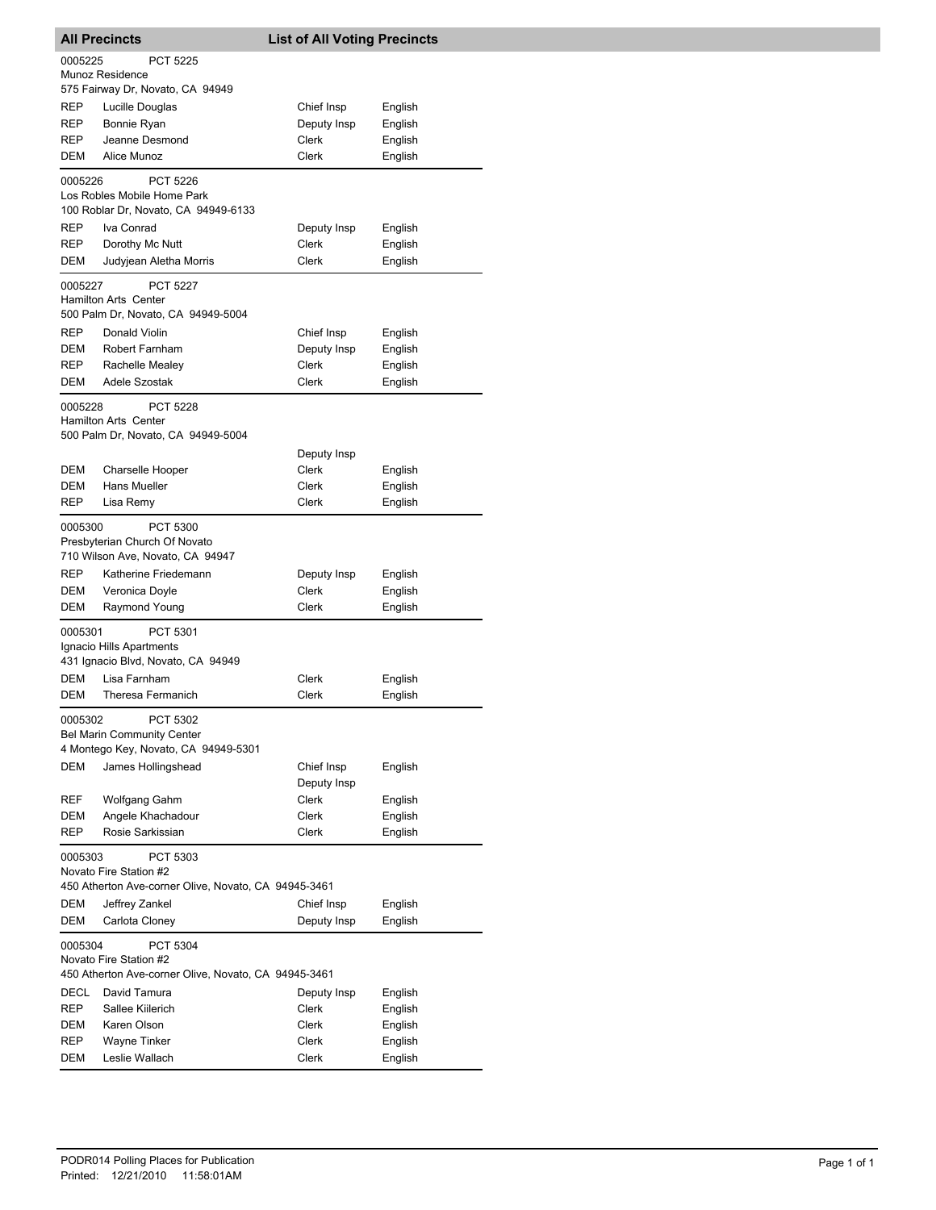## All Precincts — List of All Voting Precincts

**0005225** PCT 5225
Munoz Residence
575 Fairway Dr, Novato, CA 94949

| | | | |
|---|---|---|---|
| REP | Lucille Douglas | Chief Insp | English |
| REP | Bonnie Ryan | Deputy Insp | English |
| REP | Jeanne Desmond | Clerk | English |
| DEM | Alice Munoz | Clerk | English |

**0005226** PCT 5226
Los Robles Mobile Home Park
100 Roblar Dr, Novato, CA 94949-6133

| | | | |
|---|---|---|---|
| REP | Iva Conrad | Deputy Insp | English |
| REP | Dorothy Mc Nutt | Clerk | English |
| DEM | Judyjean Aletha Morris | Clerk | English |

**0005227** PCT 5227
Hamilton Arts Center
500 Palm Dr, Novato, CA 94949-5004

| | | | |
|---|---|---|---|
| REP | Donald Violin | Chief Insp | English |
| DEM | Robert Farnham | Deputy Insp | English |
| REP | Rachelle Mealey | Clerk | English |
| DEM | Adele Szostak | Clerk | English |

**0005228** PCT 5228
Hamilton Arts Center
500 Palm Dr, Novato, CA 94949-5004

| | | | |
|---|---|---|---|
| | | Deputy Insp | |
| DEM | Charselle Hooper | Clerk | English |
| DEM | Hans Mueller | Clerk | English |
| REP | Lisa Remy | Clerk | English |

**0005300** PCT 5300
Presbyterian Church Of Novato
710 Wilson Ave, Novato, CA 94947

| | | | |
|---|---|---|---|
| REP | Katherine Friedemann | Deputy Insp | English |
| DEM | Veronica Doyle | Clerk | English |
| DEM | Raymond Young | Clerk | English |

**0005301** PCT 5301
Ignacio Hills Apartments
431 Ignacio Blvd, Novato, CA 94949

| | | | |
|---|---|---|---|
| DEM | Lisa Farnham | Clerk | English |
| DEM | Theresa Fermanich | Clerk | English |

**0005302** PCT 5302
Bel Marin Community Center
4 Montego Key, Novato, CA 94949-5301

| | | | |
|---|---|---|---|
| DEM | James Hollingshead | Chief Insp | English |
| | | Deputy Insp | |
| REF | Wolfgang Gahm | Clerk | English |
| DEM | Angele Khachadour | Clerk | English |
| REP | Rosie Sarkissian | Clerk | English |

**0005303** PCT 5303
Novato Fire Station #2
450 Atherton Ave-corner Olive, Novato, CA 94945-3461

| | | | |
|---|---|---|---|
| DEM | Jeffrey Zankel | Chief Insp | English |
| DEM | Carlota Cloney | Deputy Insp | English |

**0005304** PCT 5304
Novato Fire Station #2
450 Atherton Ave-corner Olive, Novato, CA 94945-3461

| | | | |
|---|---|---|---|
| DECL | David Tamura | Deputy Insp | English |
| REP | Sallee Kiilerich | Clerk | English |
| DEM | Karen Olson | Clerk | English |
| REP | Wayne Tinker | Clerk | English |
| DEM | Leslie Wallach | Clerk | English |

PODR014 Polling Places for Publication
Printed: 12/21/2010 11:58:01AM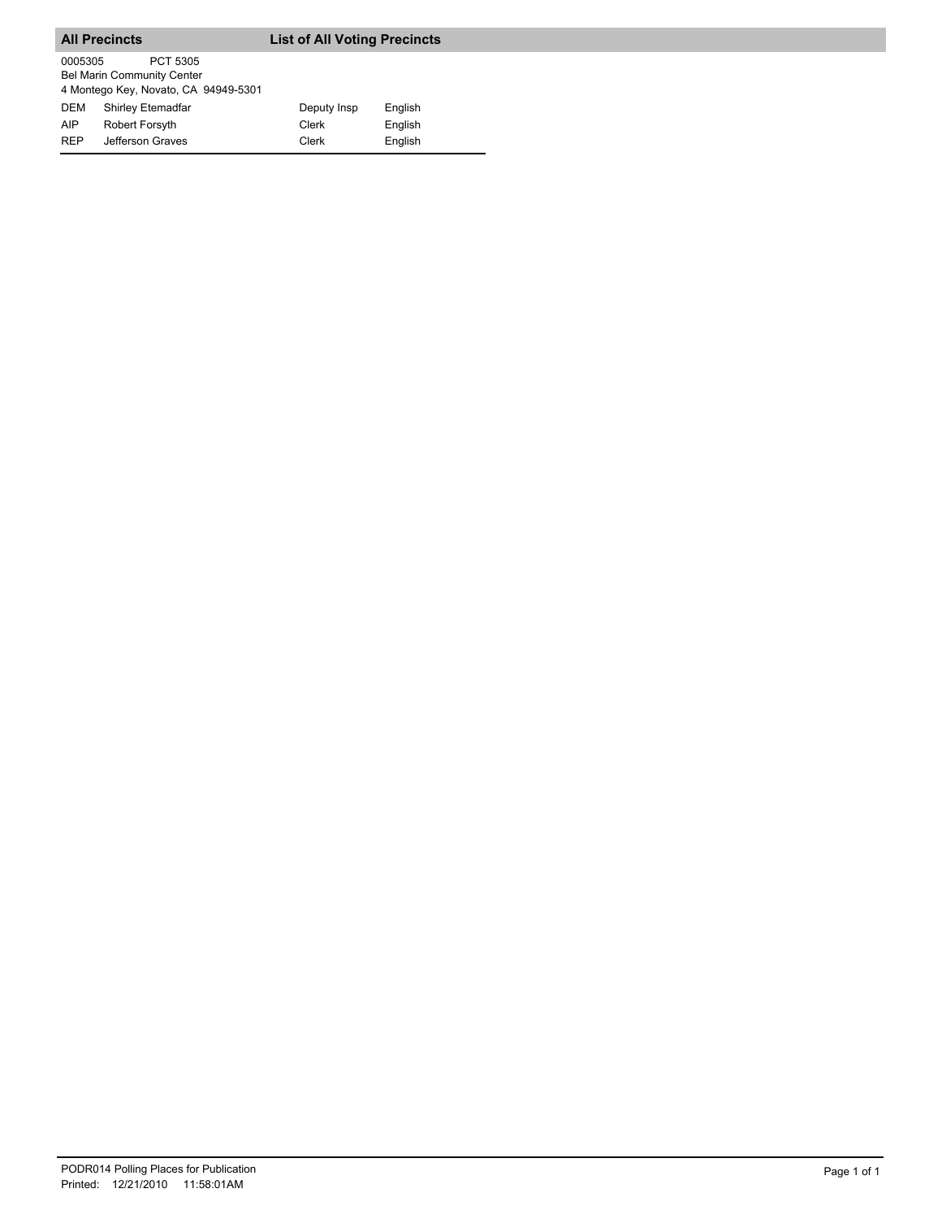**All Precincts** **List of All Voting Precincts**

0005305 PCT 5305
Bel Marin Community Center
4 Montego Key, Novato, CA 94949-5301

| | | | |
|---|---|---|---|
| DEM | Shirley Etemadfar | Deputy Insp | English |
| AIP | Robert Forsyth | Clerk | English |
| REP | Jefferson Graves | Clerk | English |

PODR014 Polling Places for Publication
Printed: 12/21/2010 11:58:01AM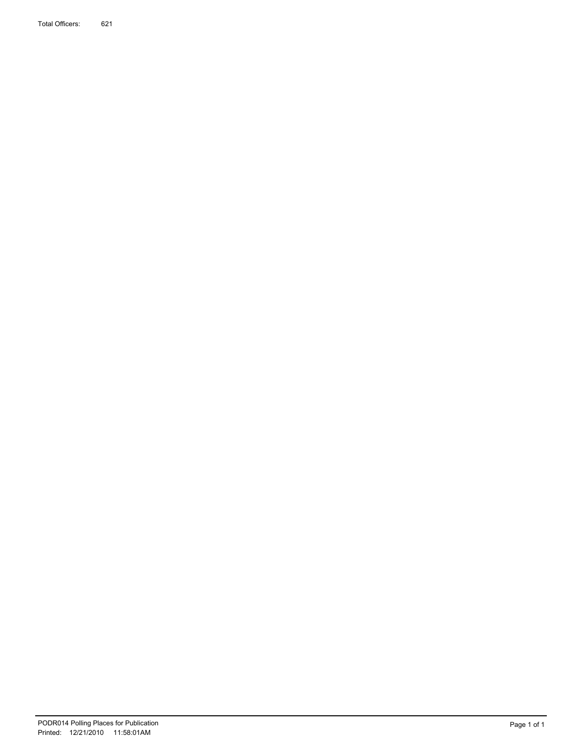Total Officers: 621